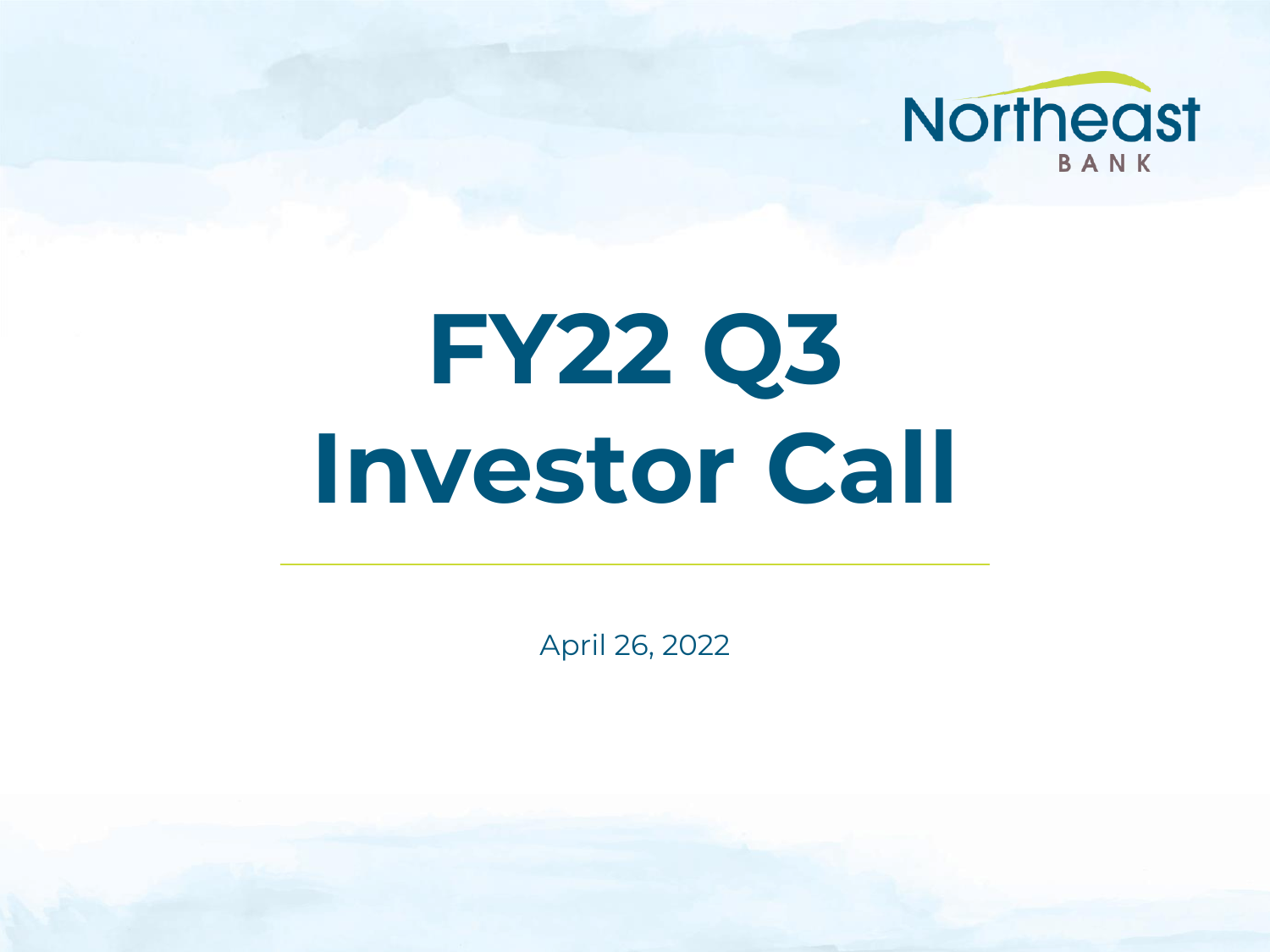Northeast BANK

# FY22 Q3 Investor Call

April 26, 2022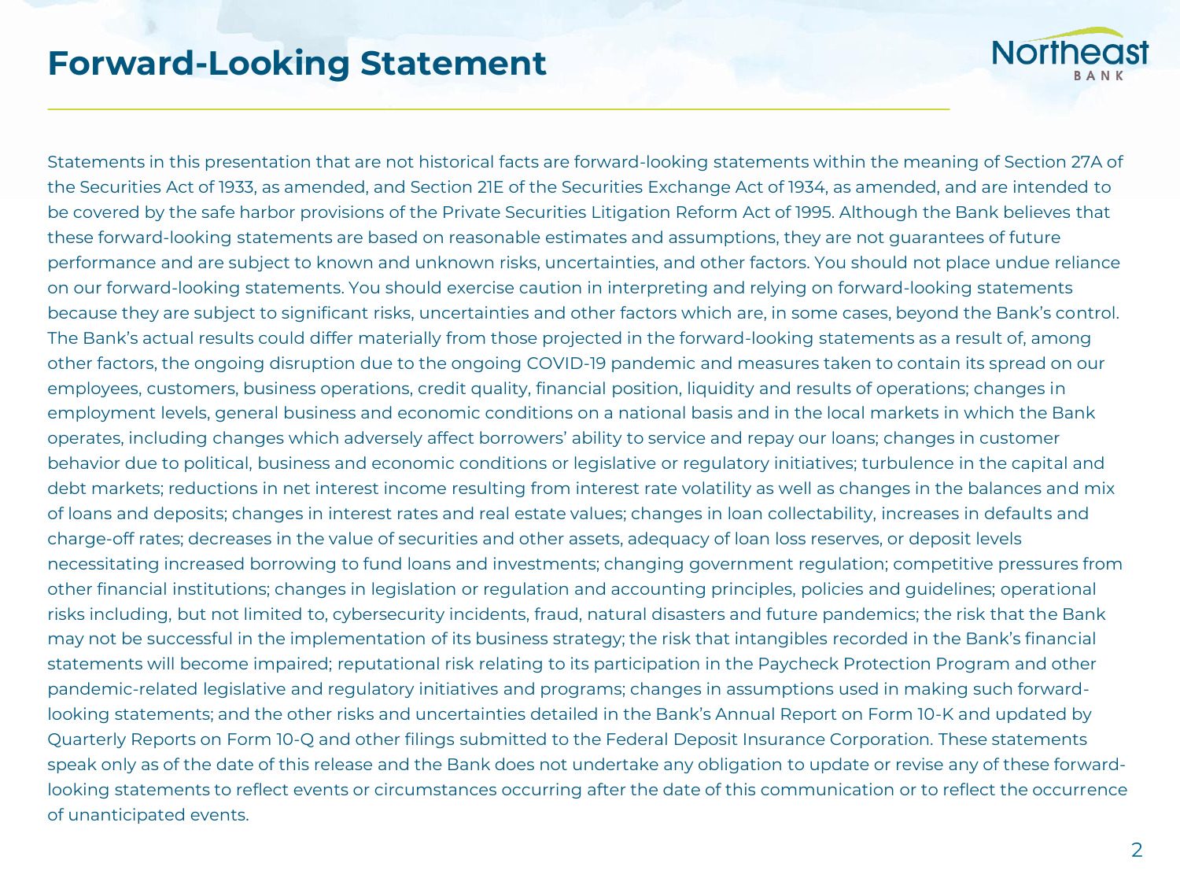# Forward-Looking Statement

Statements in this presentation that are not historical facts are forward-looking statements within the meaning of Section 27A of the Securities Act of 1933, as amended, and Section 21E of the Securities Exchange Act of 1934, as amended, and are intended to be covered by the safe harbor provisions of the Private Securities Litigation Reform Act of 1995. Although the Bank believes that these forward-looking statements are based on reasonable estimates and assumptions, they are not guarantees of future performance and are subject to known and unknown risks, uncertainties, and other factors. You should not place undue reliance on our forward-looking statements. You should exercise caution in interpreting and relying on forward-looking statements because they are subject to significant risks, uncertainties and other factors which are, in some cases, beyond the Bank's control. The Bank's actual results could differ materially from those projected in the forward-looking statements as a result of, among other factors, the ongoing disruption due to the ongoing COVID-19 pandemic and measures taken to contain its spread on our employees, customers, business operations, credit quality, financial position, liquidity and results of operations; changes in employment levels, general business and economic conditions on a national basis and in the local markets in which the Bank operates, including changes which adversely affect borrowers' ability to service and repay our loans; changes in customer behavior due to political, business and economic conditions or legislative or regulatory initiatives; turbulence in the capital and debt markets; reductions in net interest income resulting from interest rate volatility as well as changes in the balances and mix of loans and deposits; changes in interest rates and real estate values; changes in loan collectability, increases in defaults and charge-off rates; decreases in the value of securities and other assets, adequacy of loan loss reserves, or deposit levels necessitating increased borrowing to fund loans and investments; changing government regulation; competitive pressures from other financial institutions; changes in legislation or regulation and accounting principles, policies and guidelines; operational risks including, but not limited to, cybersecurity incidents, fraud, natural disasters and future pandemics; the risk that the Bank may not be successful in the implementation of its business strategy; the risk that intangibles recorded in the Bank's financial statements will become impaired; reputational risk relating to its participation in the Paycheck Protection Program and other pandemic-related legislative and regulatory initiatives and programs; changes in assumptions used in making such forward-looking statements; and the other risks and uncertainties detailed in the Bank's Annual Report on Form 10-K and updated by Quarterly Reports on Form 10-Q and other filings submitted to the Federal Deposit Insurance Corporation. These statements speak only as of the date of this release and the Bank does not undertake any obligation to update or revise any of these forward-looking statements to reflect events or circumstances occurring after the date of this communication or to reflect the occurrence of unanticipated events.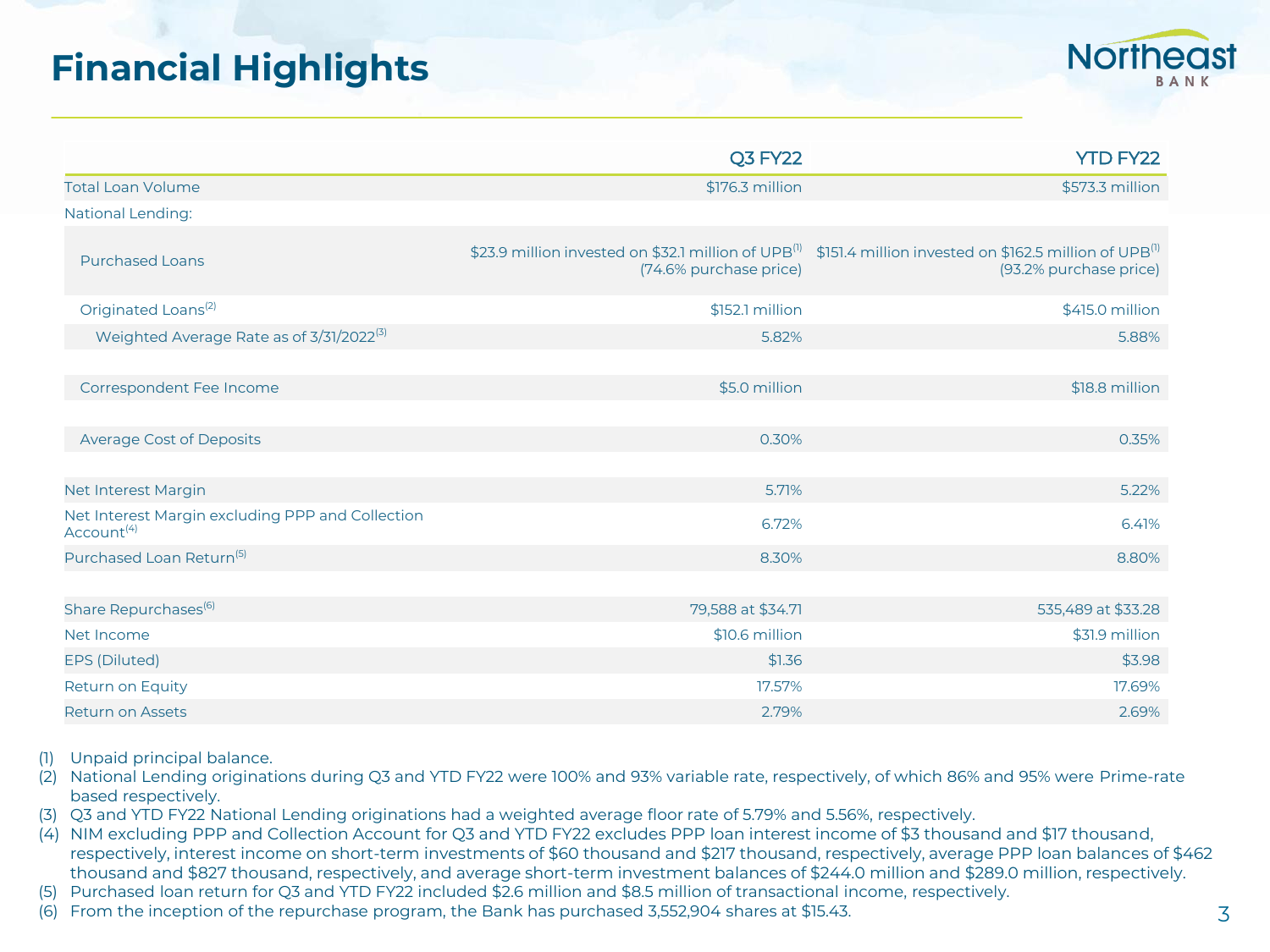# Financial Highlights

| | Q3 FY22 | YTD FY22 |
|---|---|---|
| Total Loan Volume | $176.3 million | $573.3 million |
| National Lending: | | |
| Purchased Loans | $23.9 million invested on $32.1 million of UPB[1] (74.6% purchase price) | $151.4 million invested on $162.5 million of UPB[1] (93.2% purchase price) |
| Originated Loans[2] | $152.1 million | $415.0 million |
| Weighted Average Rate as of 3/31/2022[3] | 5.82% | 5.88% |
| Correspondent Fee Income | $5.0 million | $18.8 million |
| Average Cost of Deposits | 0.30% | 0.35% |
| Net Interest Margin | 5.71% | 5.22% |
| Net Interest Margin excluding PPP and Collection Account[4] | 6.72% | 6.41% |
| Purchased Loan Return[5] | 8.30% | 8.80% |
| Share Repurchases[6] | 79,588 at $34.71 | 535,489 at $33.28 |
| Net Income | $10.6 million | $31.9 million |
| EPS (Diluted) | $1.36 | $3.98 |
| Return on Equity | 17.57% | 17.69% |
| Return on Assets | 2.79% | 2.69% |

(1) Unpaid principal balance.
(2) National Lending originations during Q3 and YTD FY22 were 100% and 93% variable rate, respectively, of which 86% and 95% were Prime-rate based respectively.
(3) Q3 and YTD FY22 National Lending originations had a weighted average floor rate of 5.79% and 5.56%, respectively.
(4) NIM excluding PPP and Collection Account for Q3 and YTD FY22 excludes PPP loan interest income of $3 thousand and $17 thousand, respectively, interest income on short-term investments of $60 thousand and $217 thousand, respectively, average PPP loan balances of $462 thousand and $827 thousand, respectively, and average short-term investment balances of $244.0 million and $289.0 million, respectively.
(5) Purchased loan return for Q3 and YTD FY22 included $2.6 million and $8.5 million of transactional income, respectively.
(6) From the inception of the repurchase program, the Bank has purchased 3,552,904 shares at $15.43.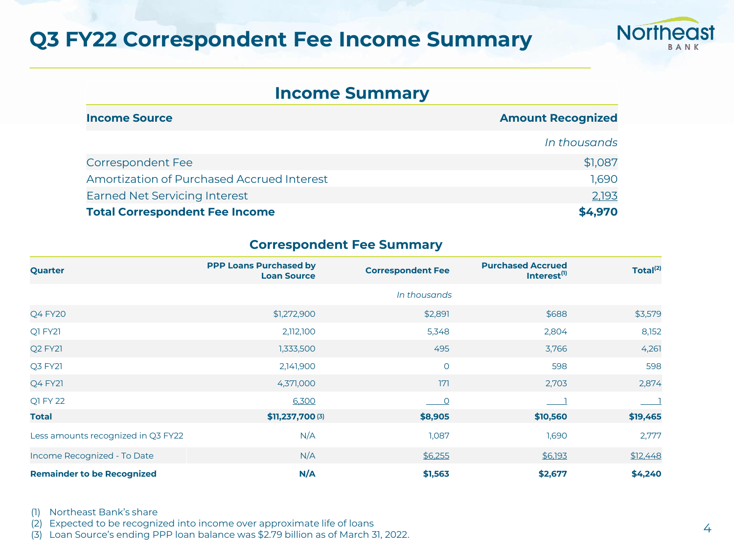# Q3 FY22 Correspondent Fee Income Summary

## Income Summary

| Income Source | Amount Recognized |
|---|---|
| | *In thousands* |
| Correspondent Fee | $1,087 |
| Amortization of Purchased Accrued Interest | 1,690 |
| Earned Net Servicing Interest | 2,193 |
| **Total Correspondent Fee Income** | **$4,970** |

## Correspondent Fee Summary

| Quarter | PPP Loans Purchased by Loan Source | Correspondent Fee | Purchased Accrued Interest[1] | Total[2] |
|---|---|---|---|---|
| | | *In thousands* | | |
| Q4 FY20 | $1,272,900 | $2,891 | $688 | $3,579 |
| Q1 FY21 | 2,112,100 | 5,348 | 2,804 | 8,152 |
| Q2 FY21 | 1,333,500 | 495 | 3,766 | 4,261 |
| Q3 FY21 | 2,141,900 | 0 | 598 | 598 |
| Q4 FY21 | 4,371,000 | 171 | 2,703 | 2,874 |
| Q1 FY 22 | 6,300 | 0 | 1 | 1 |
| **Total** | **$11,237,700** [3] | **$8,905** | **$10,560** | **$19,465** |
| Less amounts recognized in Q3 FY22 | N/A | 1,087 | 1,690 | 2,777 |
| Income Recognized - To Date | N/A | $6,255 | $6,193 | $12,448 |
| **Remainder to be Recognized** | **N/A** | **$1,563** | **$2,677** | **$4,240** |

(1) Northeast Bank's share
(2) Expected to be recognized into income over approximate life of loans
(3) Loan Source's ending PPP loan balance was $2.79 billion as of March 31, 2022.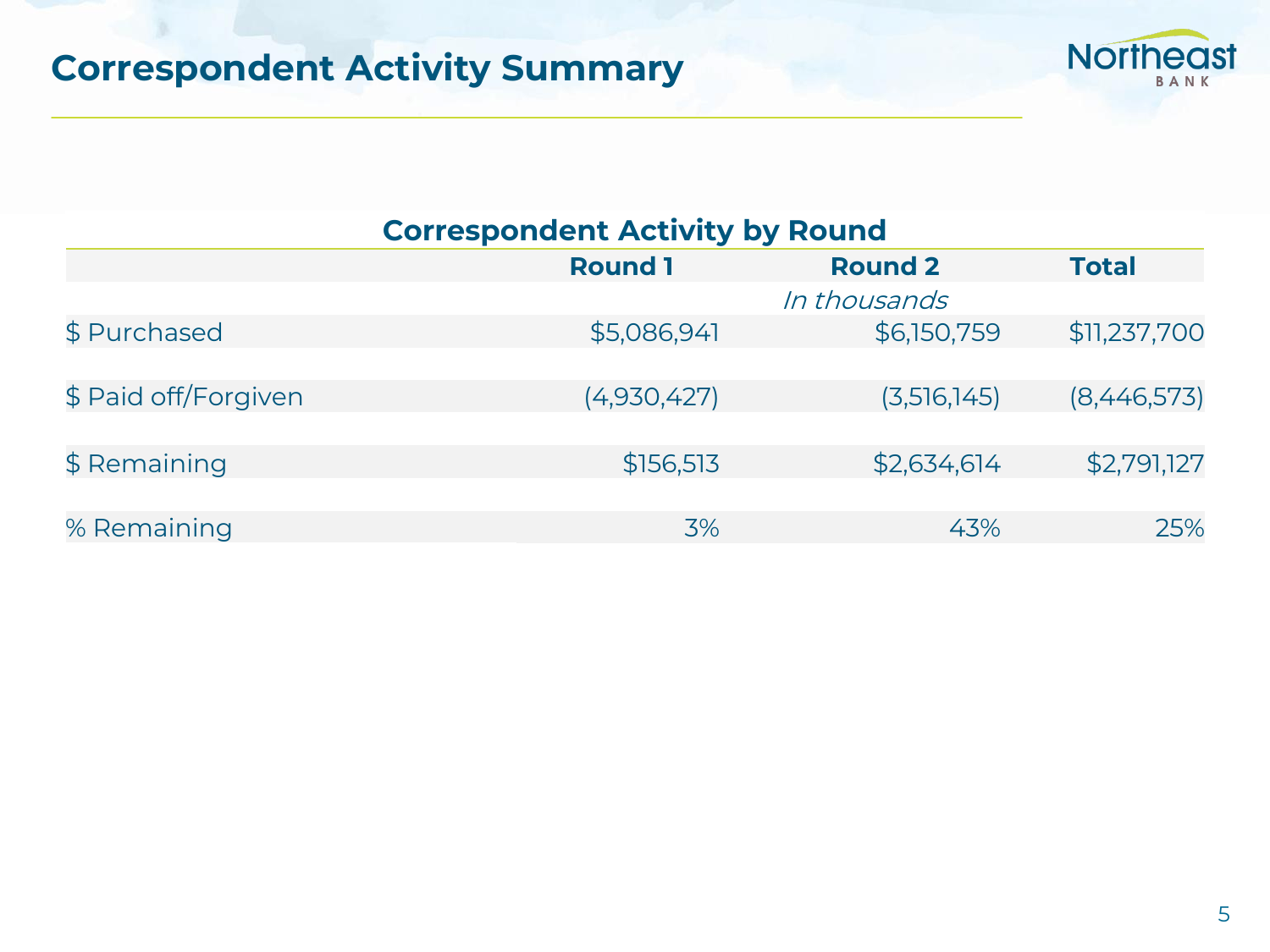# Correspondent Activity Summary

## Correspondent Activity by Round

| | Round 1 | Round 2 | Total |
|---|---|---|---|
| | | *In thousands* | |
| $ Purchased | $5,086,941 | $6,150,759 | $11,237,700 |
| $ Paid off/Forgiven | (4,930,427) | (3,516,145) | (8,446,573) |
| $ Remaining | $156,513 | $2,634,614 | $2,791,127 |
| % Remaining | 3% | 43% | 25% |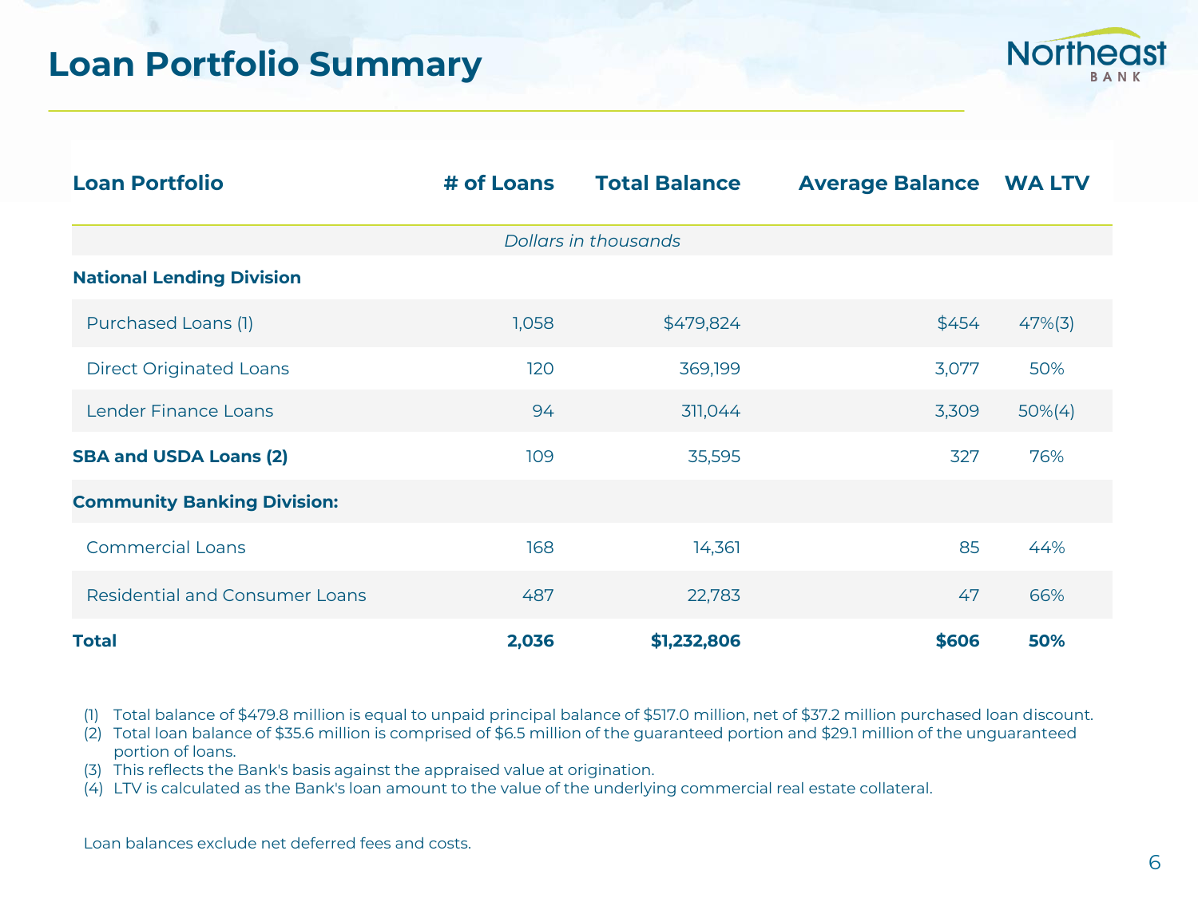# Loan Portfolio Summary

| Loan Portfolio | # of Loans | Total Balance | Average Balance | WA LTV |
|---|---|---|---|---|
| *Dollars in thousands* | | | | |
| **National Lending Division** | | | | |
| Purchased Loans (1) | 1,058 | $479,824 | $454 | 47%(3) |
| Direct Originated Loans | 120 | 369,199 | 3,077 | 50% |
| Lender Finance Loans | 94 | 311,044 | 3,309 | 50%(4) |
| **SBA and USDA Loans (2)** | 109 | 35,595 | 327 | 76% |
| **Community Banking Division:** | | | | |
| Commercial Loans | 168 | 14,361 | 85 | 44% |
| Residential and Consumer Loans | 487 | 22,783 | 47 | 66% |
| **Total** | **2,036** | **$1,232,806** | **$606** | **50%** |

(1) Total balance of $479.8 million is equal to unpaid principal balance of $517.0 million, net of $37.2 million purchased loan discount.
(2) Total loan balance of $35.6 million is comprised of $6.5 million of the guaranteed portion and $29.1 million of the unguaranteed portion of loans.
(3) This reflects the Bank's basis against the appraised value at origination.
(4) LTV is calculated as the Bank's loan amount to the value of the underlying commercial real estate collateral.

Loan balances exclude net deferred fees and costs.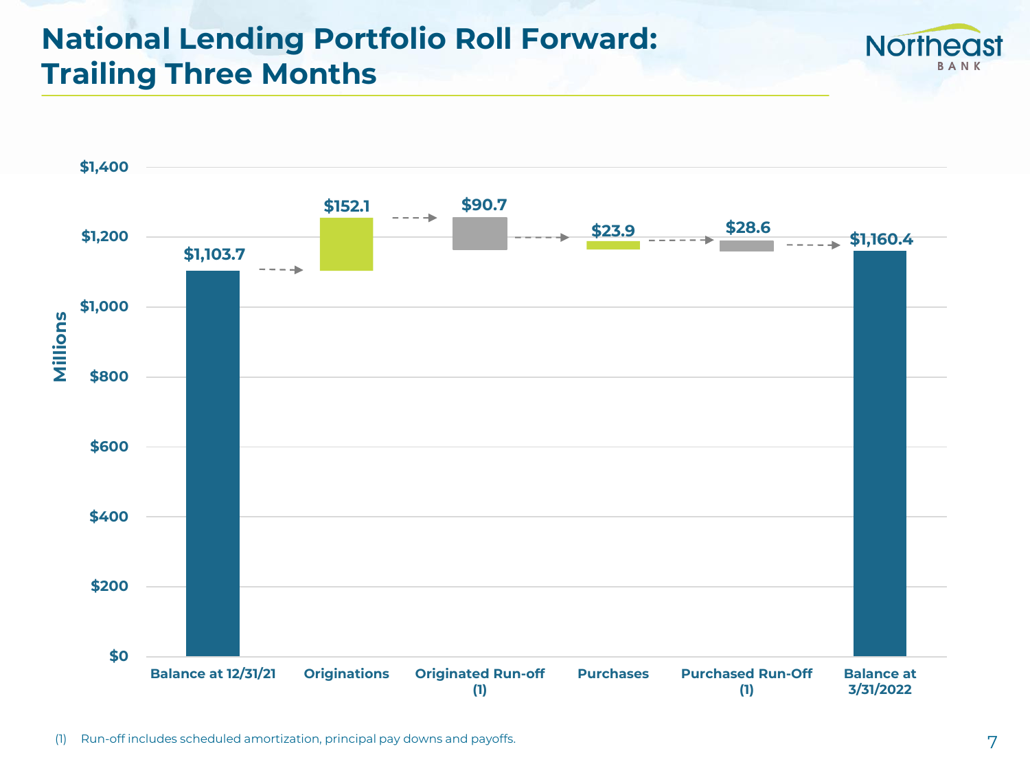# National Lending Portfolio Roll Forward: Trailing Three Months

| | Millions |
|---|---|
| Balance at 12/31/21 | $1,103.7 |
| Originations | $152.1 |
| Originated Run-off (1) | $90.7 |
| Purchases | $23.9 |
| Purchased Run-Off (1) | $28.6 |
| Balance at 3/31/2022 | $1,160.4 |

(1) Run-off includes scheduled amortization, principal pay downs and payoffs.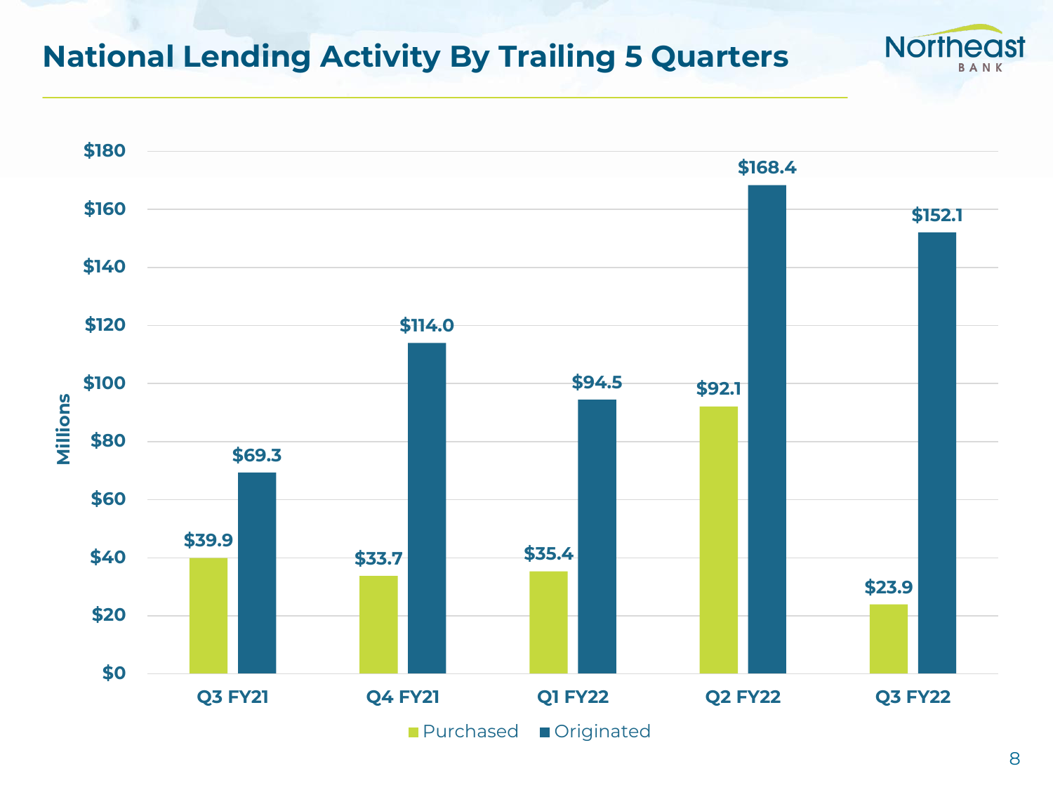# National Lending Activity By Trailing 5 Quarters

| Quarter | Purchased (Millions) | Originated (Millions) |
|---|---|---|
| Q3 FY21 | $39.9 | $69.3 |
| Q4 FY21 | $33.7 | $114.0 |
| Q1 FY22 | $35.4 | $94.5 |
| Q2 FY22 | $92.1 | $168.4 |
| Q3 FY22 | $23.9 | $152.1 |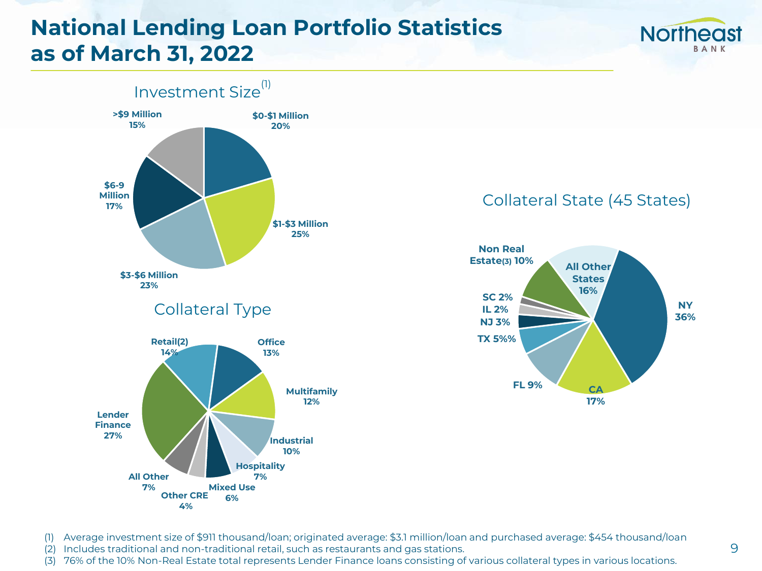# National Lending Loan Portfolio Statistics as of March 31, 2022

## Investment Size[1]

| Investment Size | % |
|---|---|
| $0-$1 Million | 20% |
| $1-$3 Million | 25% |
| $3-$6 Million | 23% |
| $6-9 Million | 17% |
| >$9 Million | 15% |

## Collateral Type

| Collateral Type | % |
|---|---|
| Retail(2) | 14% |
| Office | 13% |
| Multifamily | 12% |
| Industrial | 10% |
| Hospitality | 7% |
| Mixed Use | 6% |
| Other CRE | 4% |
| All Other | 7% |
| Lender Finance | 27% |

## Collateral State (45 States)

| State | % |
|---|---|
| NY | 36% |
| CA | 17% |
| FL | 9% |
| TX | 5%% |
| NJ | 3% |
| IL | 2% |
| SC | 2% |
| Non Real Estate(3) | 10% |
| All Other States | 16% |

(1) Average investment size of $911 thousand/loan; originated average: $3.1 million/loan and purchased average: $454 thousand/loan

(2) Includes traditional and non-traditional retail, such as restaurants and gas stations.

(3) 76% of the 10% Non-Real Estate total represents Lender Finance loans consisting of various collateral types in various locations.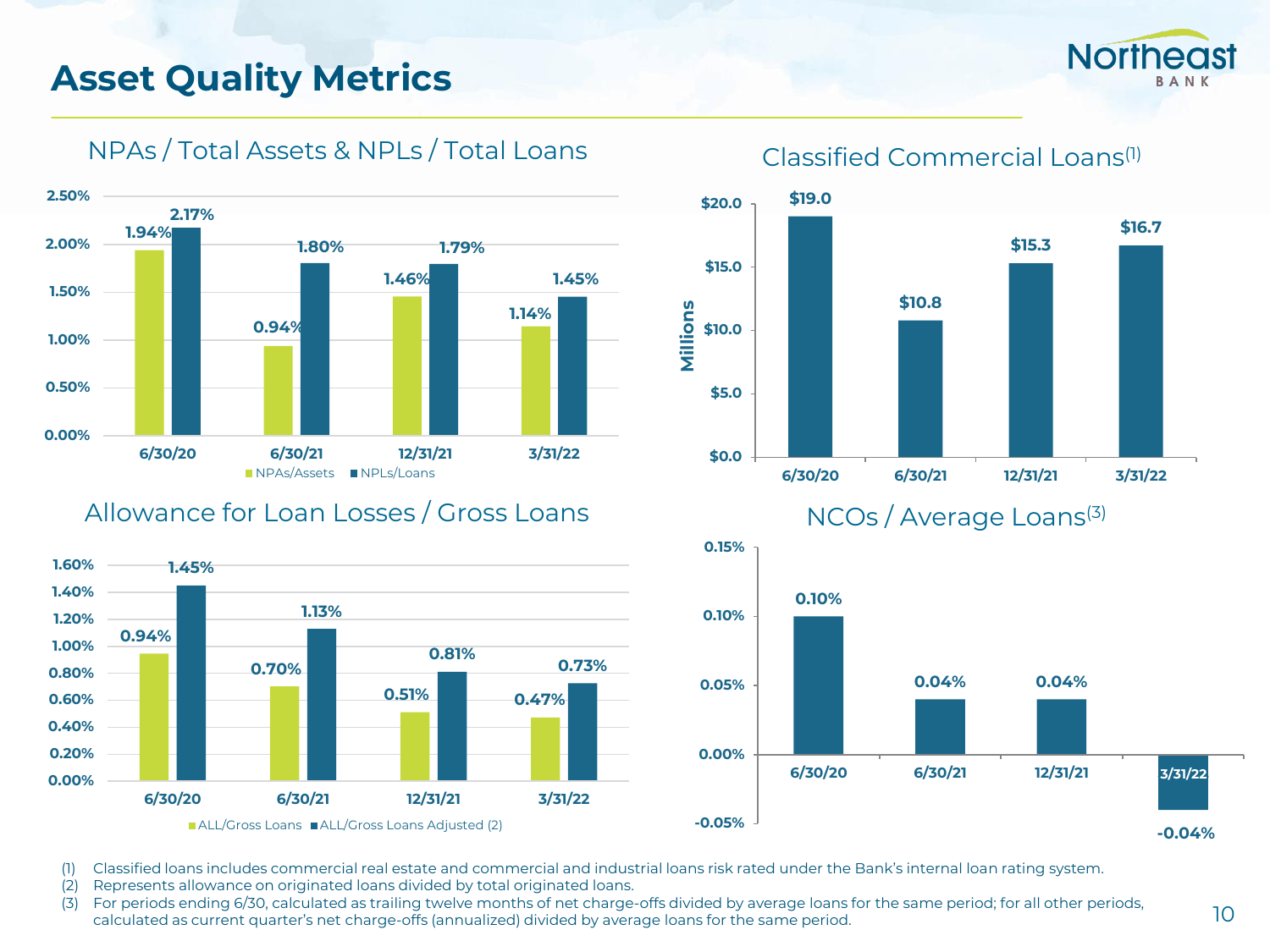# Asset Quality Metrics

## NPAs / Total Assets & NPLs / Total Loans

| | 6/30/20 | 6/30/21 | 12/31/21 | 3/31/22 |
|---|---|---|---|---|
| NPAs/Assets | 1.94% | 0.94% | 1.46% | 1.14% |
| NPLs/Loans | 2.17% | 1.80% | 1.79% | 1.45% |

## Classified Commercial Loans[1]

| (Millions) | 6/30/20 | 6/30/21 | 12/31/21 | 3/31/22 |
|---|---|---|---|---|
| Classified Commercial Loans | $19.0 | $10.8 | $15.3 | $16.7 |

## Allowance for Loan Losses / Gross Loans

| | 6/30/20 | 6/30/21 | 12/31/21 | 3/31/22 |
|---|---|---|---|---|
| ALL/Gross Loans | 0.94% | 0.70% | 0.51% | 0.47% |
| ALL/Gross Loans Adjusted (2) | 1.45% | 1.13% | 0.81% | 0.73% |

## NCOs / Average Loans[3]

| | 6/30/20 | 6/30/21 | 12/31/21 | 3/31/22 |
|---|---|---|---|---|
| NCOs / Average Loans | 0.10% | 0.04% | 0.04% | -0.04% |

(1) Classified loans includes commercial real estate and commercial and industrial loans risk rated under the Bank's internal loan rating system.
(2) Represents allowance on originated loans divided by total originated loans.
(3) For periods ending 6/30, calculated as trailing twelve months of net charge-offs divided by average loans for the same period; for all other periods, calculated as current quarter's net charge-offs (annualized) divided by average loans for the same period.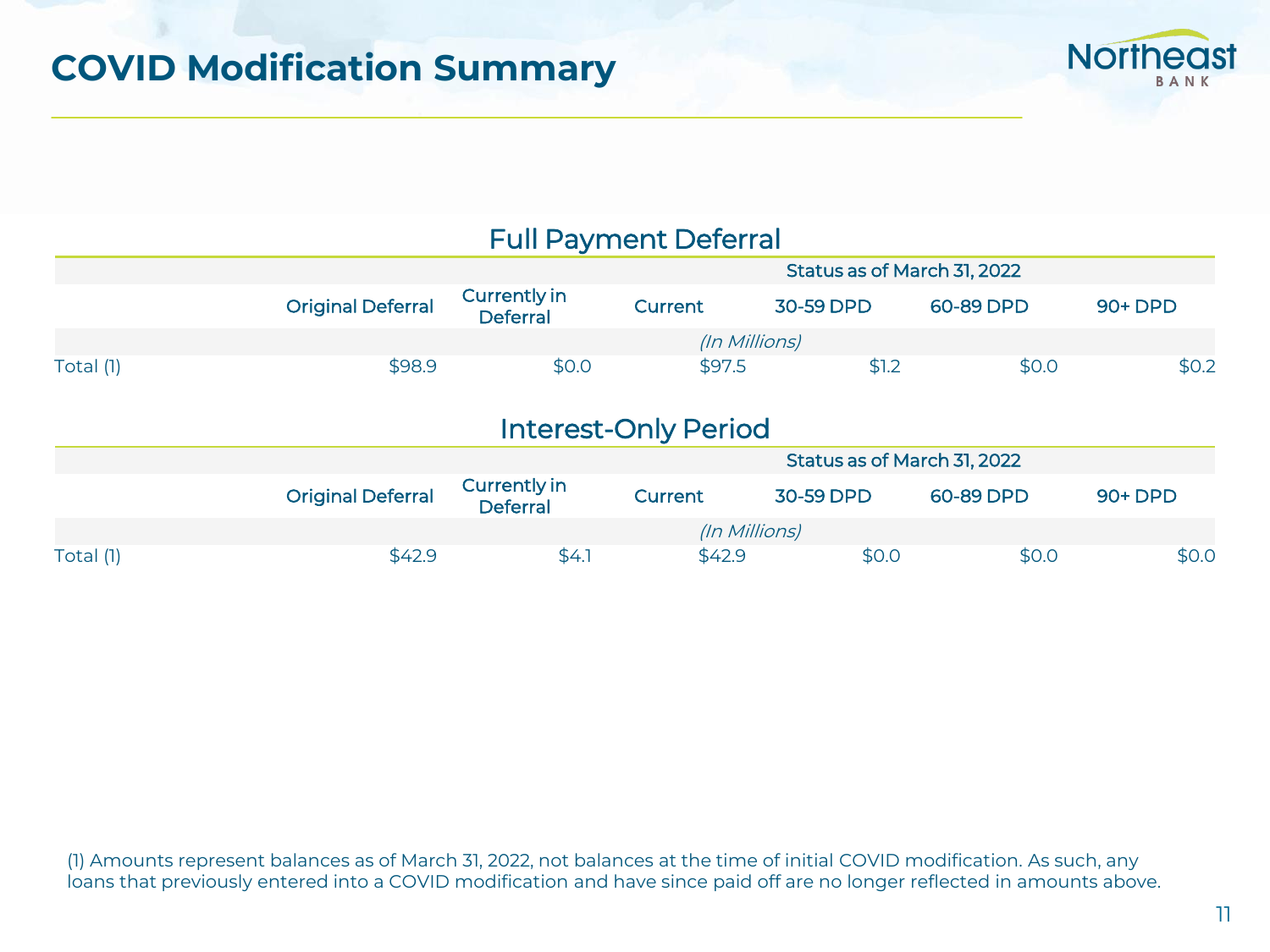# COVID Modification Summary

## Full Payment Deferral

| | | | Status as of March 31, 2022 | | | |
|---|---|---|---|---|---|---|
| | Original Deferral | Currently in Deferral | Current | 30-59 DPD | 60-89 DPD | 90+ DPD |
| | | | *(In Millions)* | | | |
| Total (1) | $98.9 | $0.0 | $97.5 | $1.2 | $0.0 | $0.2 |

## Interest-Only Period

| | | | Status as of March 31, 2022 | | | |
|---|---|---|---|---|---|---|
| | Original Deferral | Currently in Deferral | Current | 30-59 DPD | 60-89 DPD | 90+ DPD |
| | | | *(In Millions)* | | | |
| Total (1) | $42.9 | $4.1 | $42.9 | $0.0 | $0.0 | $0.0 |

(1) Amounts represent balances as of March 31, 2022, not balances at the time of initial COVID modification. As such, any loans that previously entered into a COVID modification and have since paid off are no longer reflected in amounts above.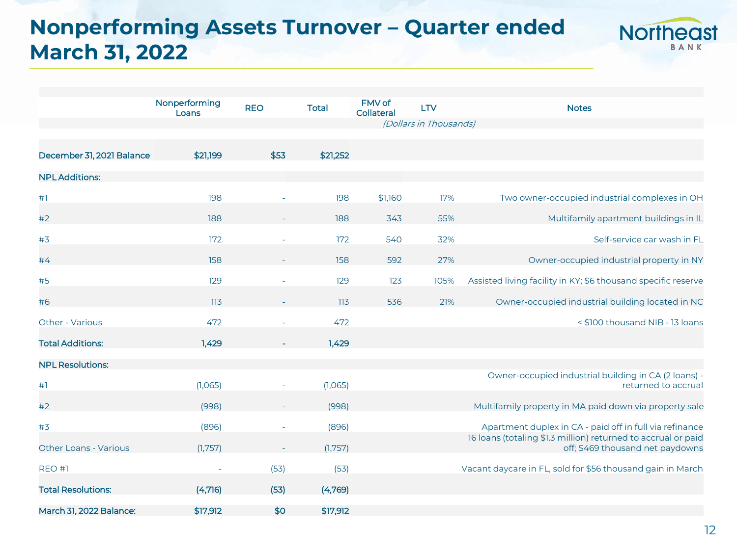# Nonperforming Assets Turnover – Quarter ended March 31, 2022

| | Nonperforming Loans | REO | Total | FMV of Collateral | LTV | Notes |
|---|---|---|---|---|---|---|
| | | | | *(Dollars in Thousands)* | | |
| **December 31, 2021 Balance** | **$21,199** | **$53** | **$21,252** | | | |
| **NPL Additions:** | | | | | | |
| #1 | 198 | - | 198 | $1,160 | 17% | Two owner-occupied industrial complexes in OH |
| #2 | 188 | - | 188 | 343 | 55% | Multifamily apartment buildings in IL |
| #3 | 172 | - | 172 | 540 | 32% | Self-service car wash in FL |
| #4 | 158 | - | 158 | 592 | 27% | Owner-occupied industrial property in NY |
| #5 | 129 | - | 129 | 123 | 105% | Assisted living facility in KY; $6 thousand specific reserve |
| #6 | 113 | - | 113 | 536 | 21% | Owner-occupied industrial building located in NC |
| Other - Various | 472 | - | 472 | | | < $100 thousand NIB - 13 loans |
| **Total Additions:** | **1,429** | **-** | **1,429** | | | |
| **NPL Resolutions:** | | | | | | |
| #1 | (1,065) | - | (1,065) | | | Owner-occupied industrial building in CA (2 loans) - returned to accrual |
| #2 | (998) | - | (998) | | | Multifamily property in MA paid down via property sale |
| #3 | (896) | - | (896) | | | Apartment duplex in CA - paid off in full via refinance |
| Other Loans - Various | (1,757) | - | (1,757) | | | 16 loans (totaling $1.3 million) returned to accrual or paid off; $469 thousand net paydowns |
| REO #1 | - | (53) | (53) | | | Vacant daycare in FL, sold for $56 thousand gain in March |
| **Total Resolutions:** | **(4,716)** | **(53)** | **(4,769)** | | | |
| **March 31, 2022 Balance:** | **$17,912** | **$0** | **$17,912** | | | |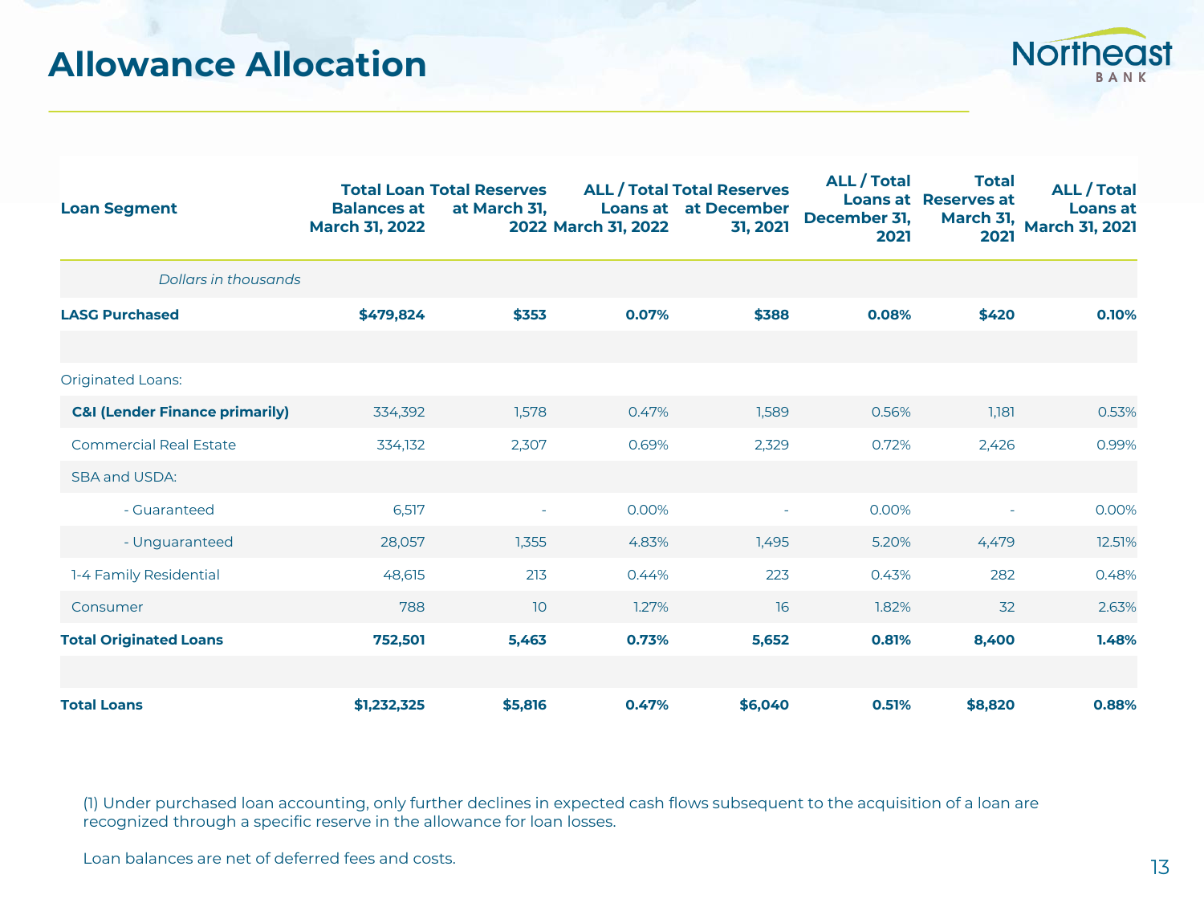# Allowance Allocation

| Loan Segment | Total Loan Balances at March 31, 2022 | Total Reserves at March 31, 2022 | ALL / Total Loans at March 31, 2022 | Total Reserves at December 31, 2021 | ALL / Total Loans at December 31, 2021 | Total Reserves at March 31, 2021 | ALL / Total Loans at March 31, 2021 |
|---|---|---|---|---|---|---|---|
| *Dollars in thousands* | | | | | | | |
| **LASG Purchased** | **$479,824** | **$353** | **0.07%** | **$388** | **0.08%** | **$420** | **0.10%** |
| | | | | | | | |
| Originated Loans: | | | | | | | |
| **C&I (Lender Finance primarily)** | 334,392 | 1,578 | 0.47% | 1,589 | 0.56% | 1,181 | 0.53% |
| Commercial Real Estate | 334,132 | 2,307 | 0.69% | 2,329 | 0.72% | 2,426 | 0.99% |
| SBA and USDA: | | | | | | | |
| - Guaranteed | 6,517 | - | 0.00% | - | 0.00% | - | 0.00% |
| - Unguaranteed | 28,057 | 1,355 | 4.83% | 1,495 | 5.20% | 4,479 | 12.51% |
| 1-4 Family Residential | 48,615 | 213 | 0.44% | 223 | 0.43% | 282 | 0.48% |
| Consumer | 788 | 10 | 1.27% | 16 | 1.82% | 32 | 2.63% |
| **Total Originated Loans** | **752,501** | **5,463** | **0.73%** | **5,652** | **0.81%** | **8,400** | **1.48%** |
| | | | | | | | |
| **Total Loans** | **$1,232,325** | **$5,816** | **0.47%** | **$6,040** | **0.51%** | **$8,820** | **0.88%** |

(1) Under purchased loan accounting, only further declines in expected cash flows subsequent to the acquisition of a loan are recognized through a specific reserve in the allowance for loan losses.

Loan balances are net of deferred fees and costs.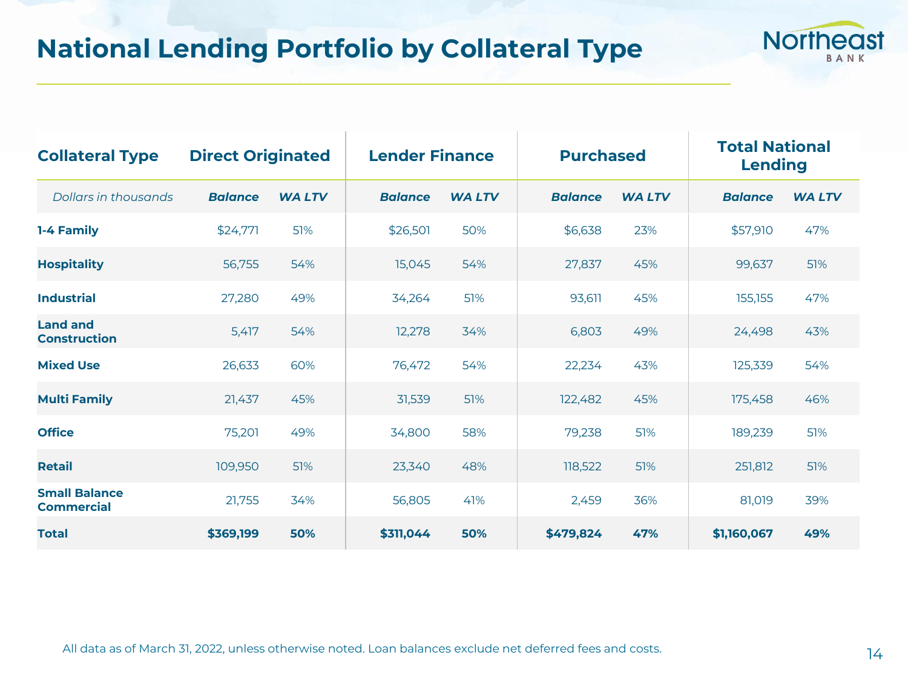# National Lending Portfolio by Collateral Type

| Collateral Type | Direct Originated | | Lender Finance | | Purchased | | Total National Lending | |
|---|---|---|---|---|---|---|---|---|
| *Dollars in thousands* | ***Balance*** | ***WA LTV*** | ***Balance*** | ***WA LTV*** | ***Balance*** | ***WA LTV*** | ***Balance*** | ***WA LTV*** |
| **1-4 Family** | $24,771 | 51% | $26,501 | 50% | $6,638 | 23% | $57,910 | 47% |
| **Hospitality** | 56,755 | 54% | 15,045 | 54% | 27,837 | 45% | 99,637 | 51% |
| **Industrial** | 27,280 | 49% | 34,264 | 51% | 93,611 | 45% | 155,155 | 47% |
| **Land and Construction** | 5,417 | 54% | 12,278 | 34% | 6,803 | 49% | 24,498 | 43% |
| **Mixed Use** | 26,633 | 60% | 76,472 | 54% | 22,234 | 43% | 125,339 | 54% |
| **Multi Family** | 21,437 | 45% | 31,539 | 51% | 122,482 | 45% | 175,458 | 46% |
| **Office** | 75,201 | 49% | 34,800 | 58% | 79,238 | 51% | 189,239 | 51% |
| **Retail** | 109,950 | 51% | 23,340 | 48% | 118,522 | 51% | 251,812 | 51% |
| **Small Balance Commercial** | 21,755 | 34% | 56,805 | 41% | 2,459 | 36% | 81,019 | 39% |
| **Total** | **$369,199** | **50%** | **$311,044** | **50%** | **$479,824** | **47%** | **$1,160,067** | **49%** |

All data as of March 31, 2022, unless otherwise noted. Loan balances exclude net deferred fees and costs.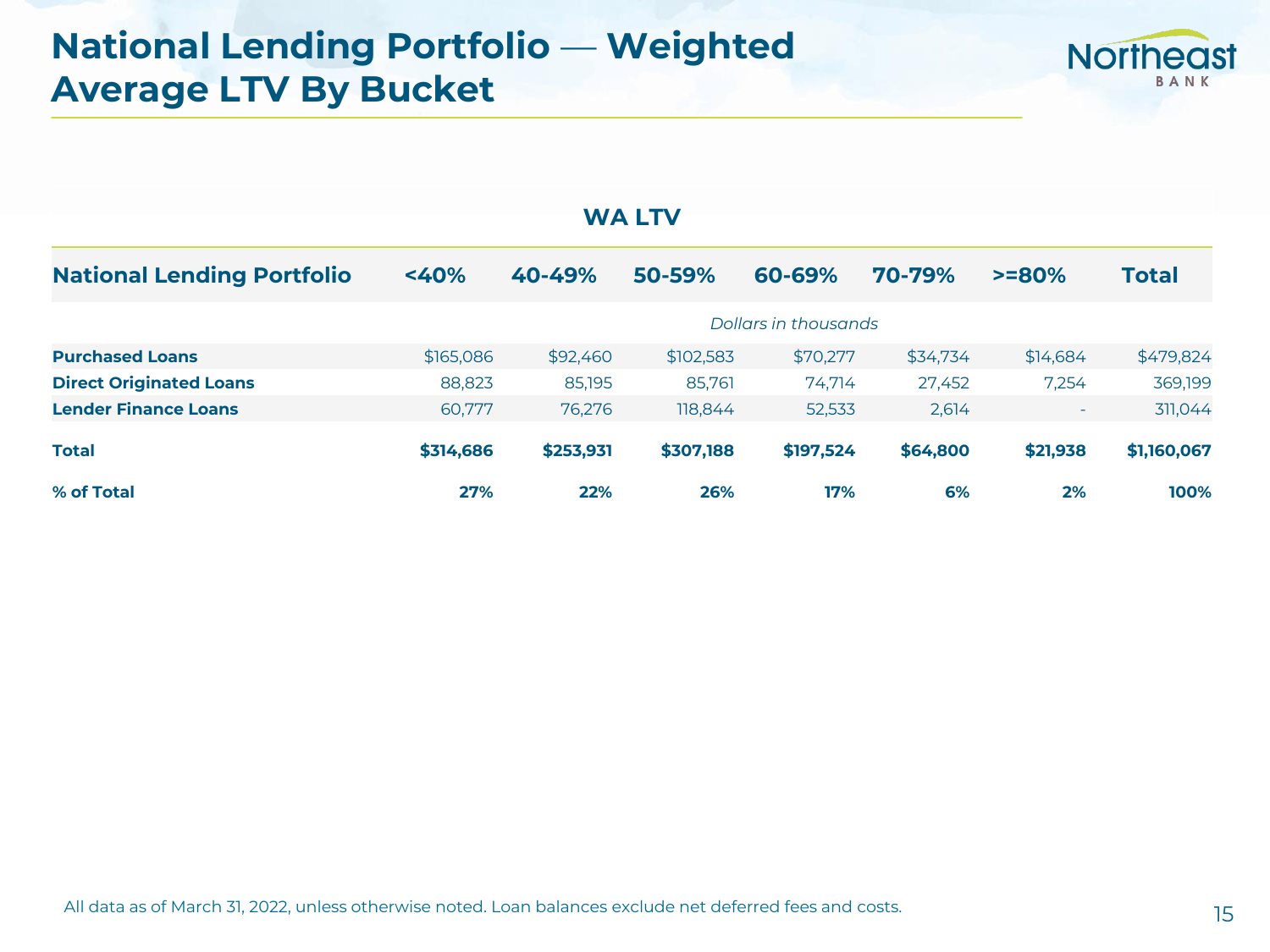# National Lending Portfolio — Weighted Average LTV By Bucket

## WA LTV

| National Lending Portfolio | <40% | 40-49% | 50-59% | 60-69% | 70-79% | >=80% | Total |
|---|---|---|---|---|---|---|---|
| | | | | *Dollars in thousands* | | | |
| **Purchased Loans** | $165,086 | $92,460 | $102,583 | $70,277 | $34,734 | $14,684 | $479,824 |
| **Direct Originated Loans** | 88,823 | 85,195 | 85,761 | 74,714 | 27,452 | 7,254 | 369,199 |
| **Lender Finance Loans** | 60,777 | 76,276 | 118,844 | 52,533 | 2,614 | - | 311,044 |
| **Total** | **$314,686** | **$253,931** | **$307,188** | **$197,524** | **$64,800** | **$21,938** | **$1,160,067** |
| **% of Total** | **27%** | **22%** | **26%** | **17%** | **6%** | **2%** | **100%** |

All data as of March 31, 2022, unless otherwise noted. Loan balances exclude net deferred fees and costs.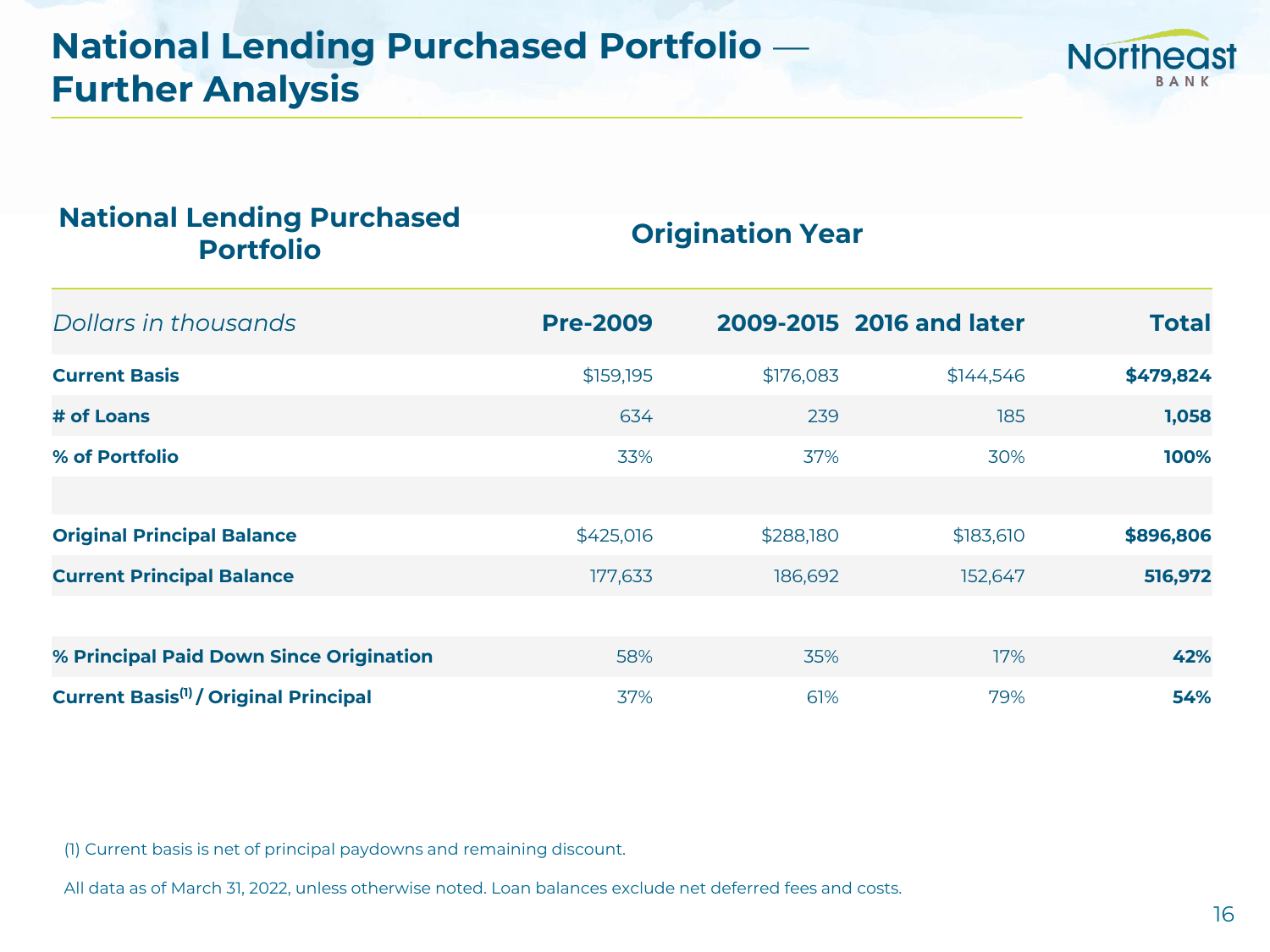# National Lending Purchased Portfolio — Further Analysis

| National Lending Purchased Portfolio | Origination Year | | | |
|---|---|---|---|---|
| *Dollars in thousands* | **Pre-2009** | **2009-2015** | **2016 and later** | **Total** |
| **Current Basis** | $159,195 | $176,083 | $144,546 | **$479,824** |
| **# of Loans** | 634 | 239 | 185 | **1,058** |
| **% of Portfolio** | 33% | 37% | 30% | **100%** |
| | | | | |
| **Original Principal Balance** | $425,016 | $288,180 | $183,610 | **$896,806** |
| **Current Principal Balance** | 177,633 | 186,692 | 152,647 | **516,972** |
| | | | | |
| **% Principal Paid Down Since Origination** | 58% | 35% | 17% | **42%** |
| **Current Basis[1] / Original Principal** | 37% | 61% | 79% | **54%** |

(1) Current basis is net of principal paydowns and remaining discount.

All data as of March 31, 2022, unless otherwise noted. Loan balances exclude net deferred fees and costs.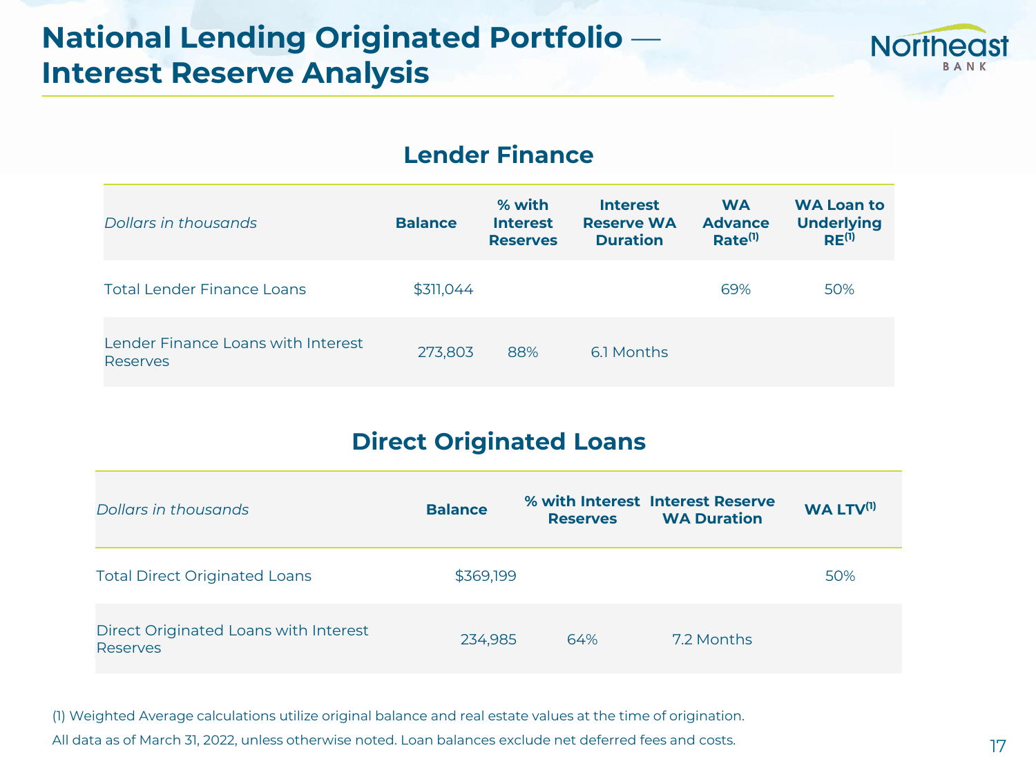# National Lending Originated Portfolio — Interest Reserve Analysis

## Lender Finance

| *Dollars in thousands* | Balance | % with Interest Reserves | Interest Reserve WA Duration | WA Advance Rate[1] | WA Loan to Underlying RE[1] |
|---|---|---|---|---|---|
| Total Lender Finance Loans | $311,044 | | | 69% | 50% |
| Lender Finance Loans with Interest Reserves | 273,803 | 88% | 6.1 Months | | |

## Direct Originated Loans

| *Dollars in thousands* | Balance | % with Interest Reserves | Interest Reserve WA Duration | WA LTV[1] |
|---|---|---|---|---|
| Total Direct Originated Loans | $369,199 | | | 50% |
| Direct Originated Loans with Interest Reserves | 234,985 | 64% | 7.2 Months | |

(1) Weighted Average calculations utilize original balance and real estate values at the time of origination.

All data as of March 31, 2022, unless otherwise noted. Loan balances exclude net deferred fees and costs.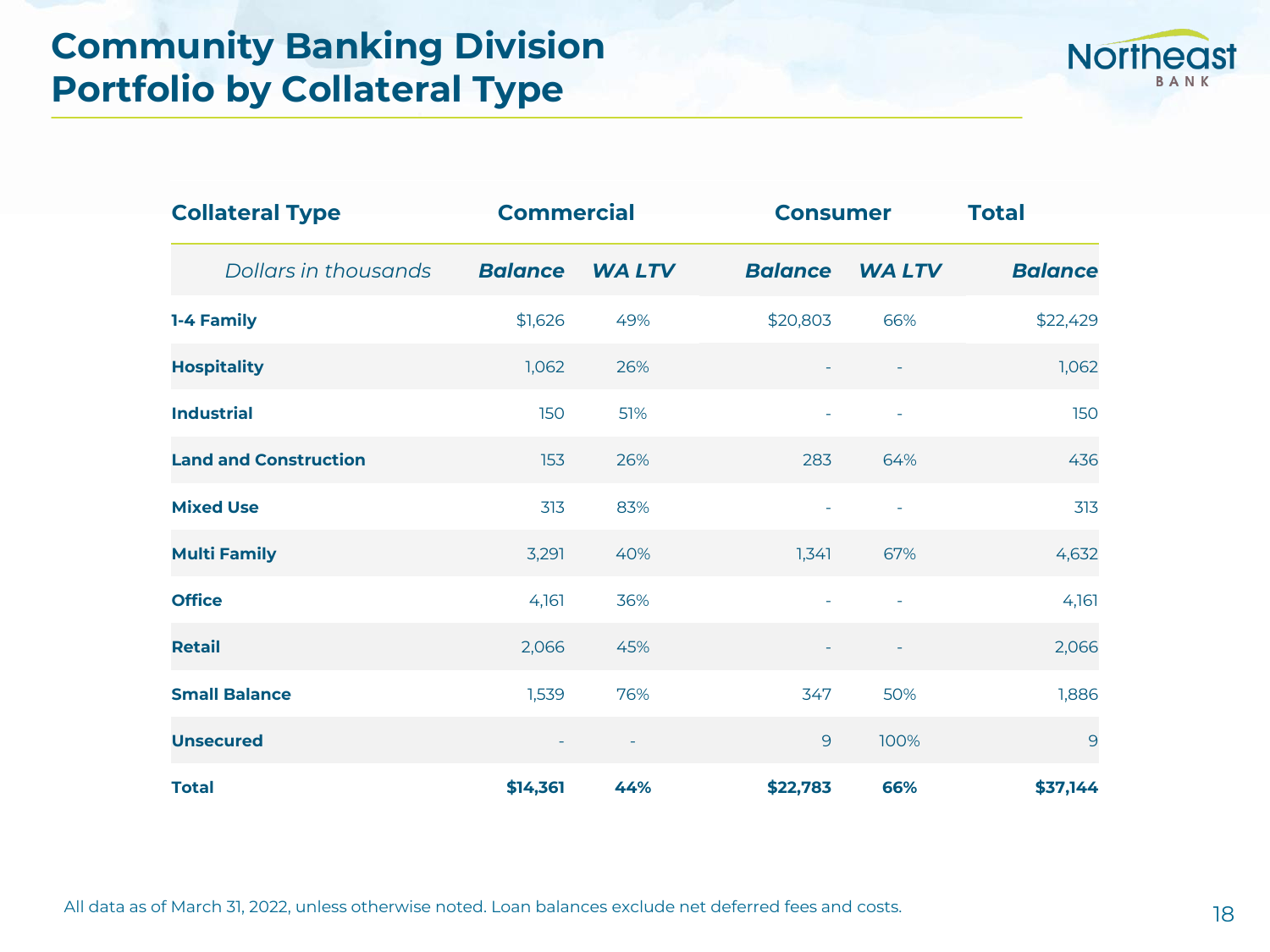# Community Banking Division Portfolio by Collateral Type

| Collateral Type | Commercial | | Consumer | | Total |
|---|---|---|---|---|---|
| *Dollars in thousands* | ***Balance*** | ***WA LTV*** | ***Balance*** | ***WA LTV*** | ***Balance*** |
| **1-4 Family** | $1,626 | 49% | $20,803 | 66% | $22,429 |
| **Hospitality** | 1,062 | 26% | - | - | 1,062 |
| **Industrial** | 150 | 51% | - | - | 150 |
| **Land and Construction** | 153 | 26% | 283 | 64% | 436 |
| **Mixed Use** | 313 | 83% | - | - | 313 |
| **Multi Family** | 3,291 | 40% | 1,341 | 67% | 4,632 |
| **Office** | 4,161 | 36% | - | - | 4,161 |
| **Retail** | 2,066 | 45% | - | - | 2,066 |
| **Small Balance** | 1,539 | 76% | 347 | 50% | 1,886 |
| **Unsecured** | - | - | 9 | 100% | 9 |
| **Total** | **$14,361** | **44%** | **$22,783** | **66%** | **$37,144** |

All data as of March 31, 2022, unless otherwise noted. Loan balances exclude net deferred fees and costs.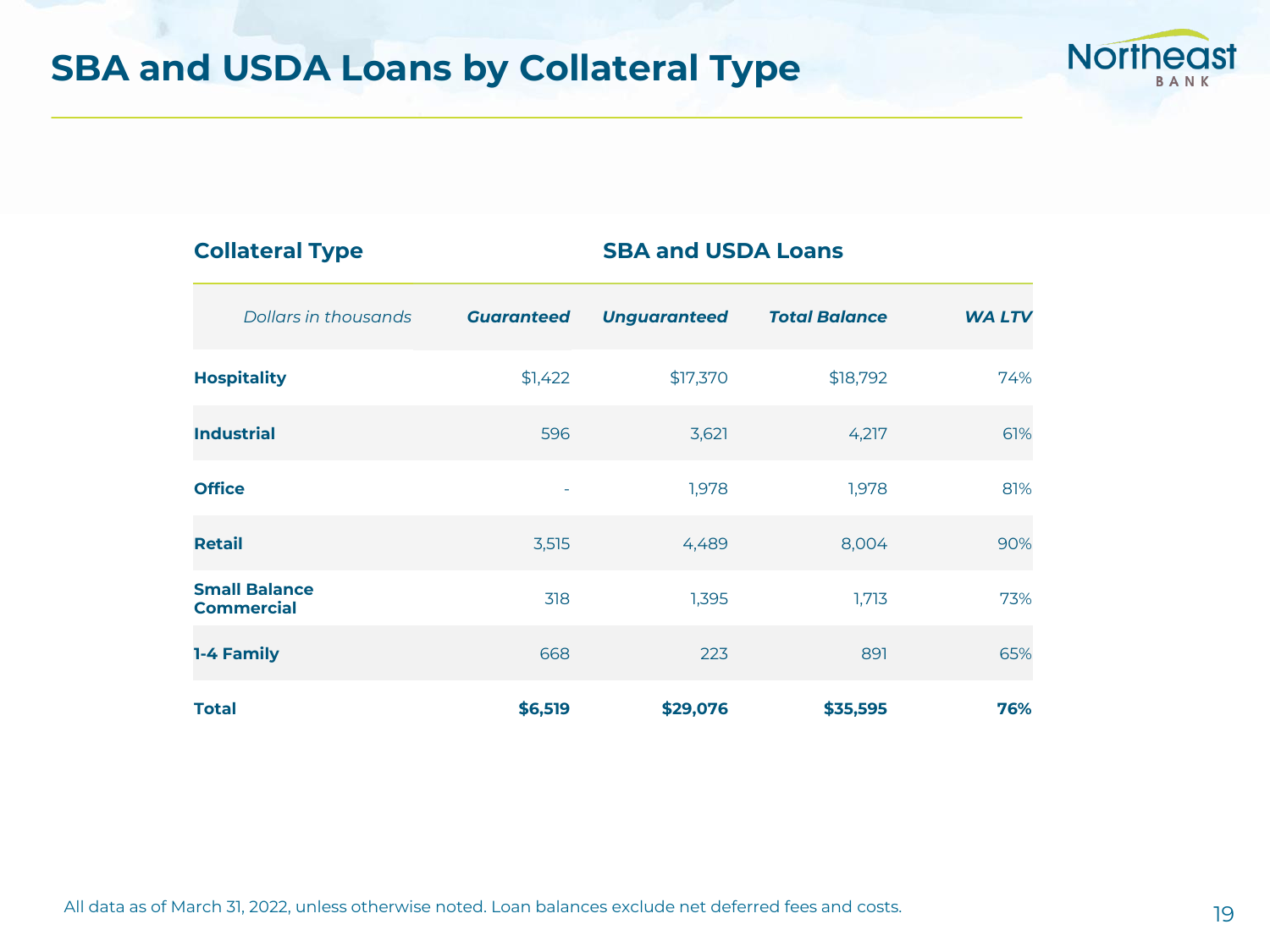# SBA and USDA Loans by Collateral Type

| Collateral Type | SBA and USDA Loans | | | |
|---|---|---|---|---|
| *Dollars in thousands* | ***Guaranteed*** | ***Unguaranteed*** | ***Total Balance*** | ***WA LTV*** |
| **Hospitality** | $1,422 | $17,370 | $18,792 | 74% |
| **Industrial** | 596 | 3,621 | 4,217 | 61% |
| **Office** | - | 1,978 | 1,978 | 81% |
| **Retail** | 3,515 | 4,489 | 8,004 | 90% |
| **Small Balance Commercial** | 318 | 1,395 | 1,713 | 73% |
| **1-4 Family** | 668 | 223 | 891 | 65% |
| **Total** | **$6,519** | **$29,076** | **$35,595** | **76%** |

All data as of March 31, 2022, unless otherwise noted. Loan balances exclude net deferred fees and costs.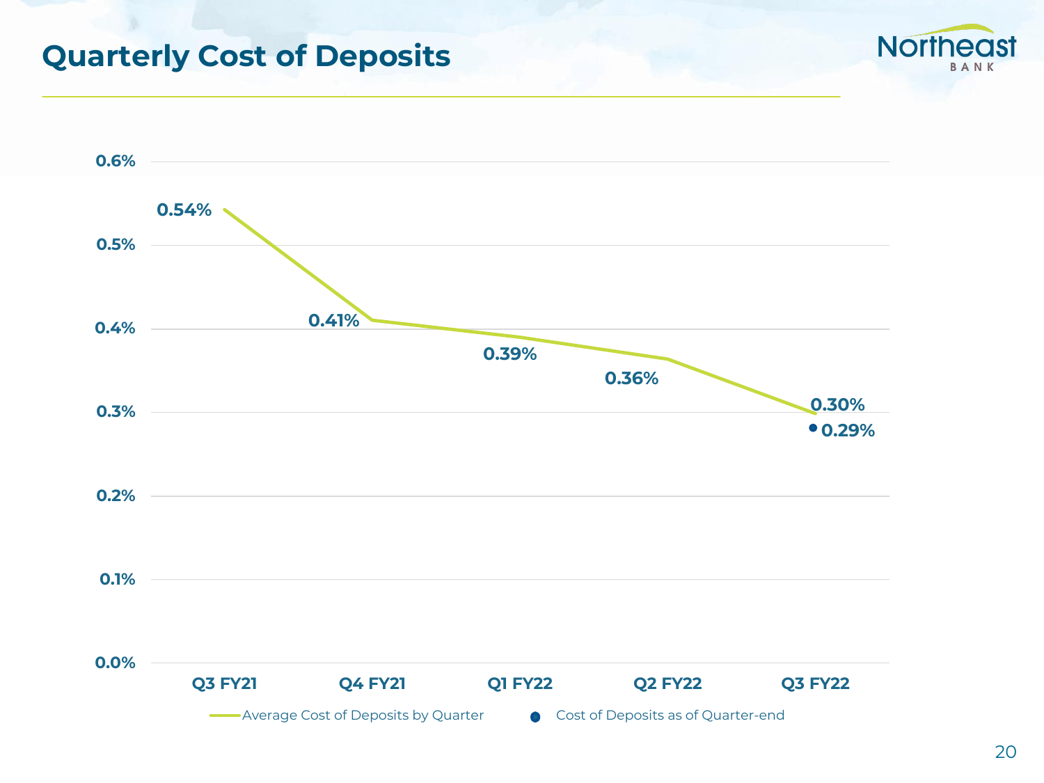# Quarterly Cost of Deposits

| Quarter | Average Cost of Deposits by Quarter | Cost of Deposits as of Quarter-end |
|---|---|---|
| Q3 FY21 | 0.54% | |
| Q4 FY21 | 0.41% | |
| Q1 FY22 | 0.39% | |
| Q2 FY22 | 0.36% | |
| Q3 FY22 | 0.30% | 0.29% |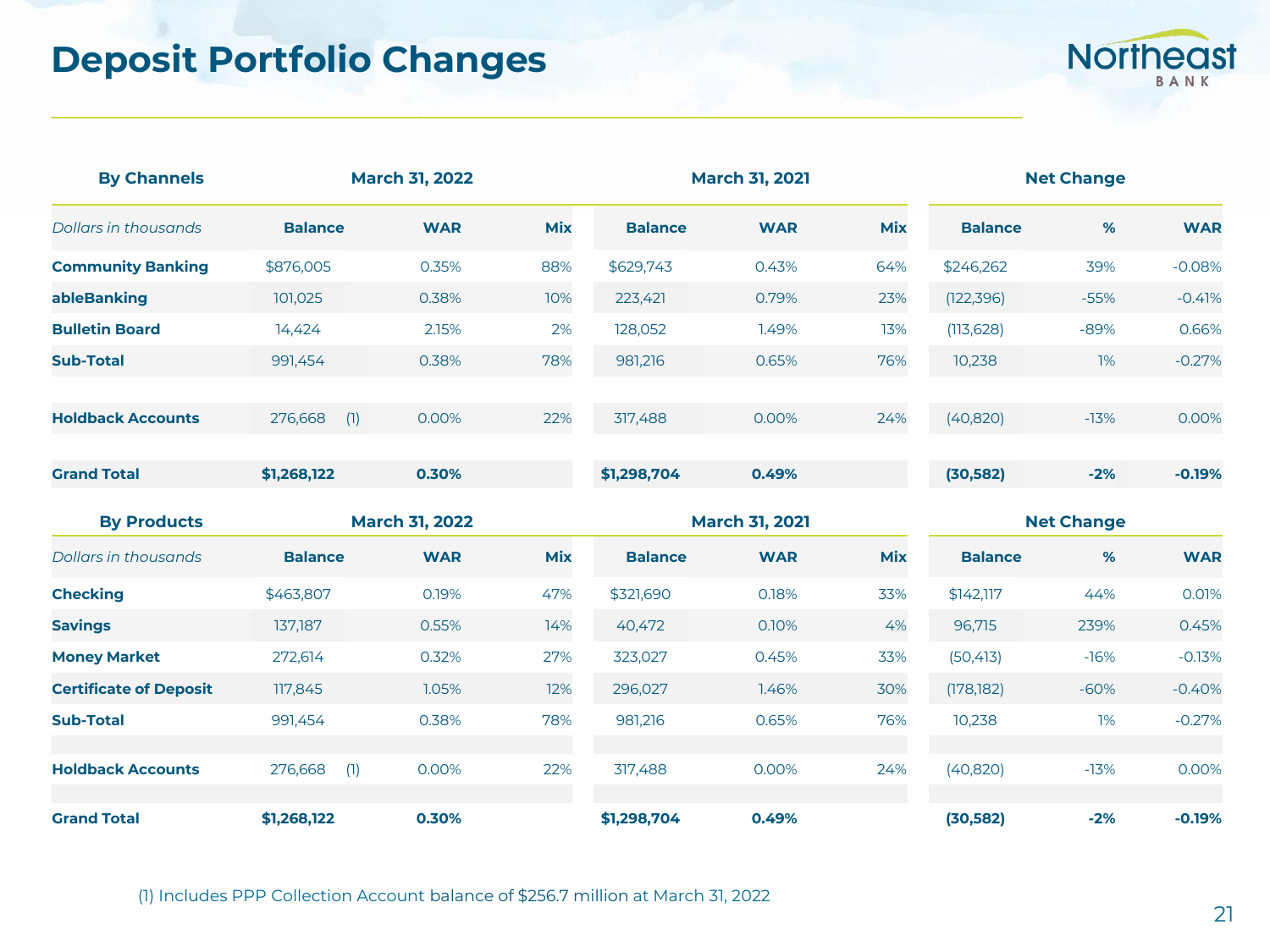# Deposit Portfolio Changes

| By Channels | March 31, 2022 | | | March 31, 2021 | | | Net Change | | |
|---|---|---|---|---|---|---|---|---|---|
| *Dollars in thousands* | **Balance** | **WAR** | **Mix** | **Balance** | **WAR** | **Mix** | **Balance** | **%** | **WAR** |
| **Community Banking** | $876,005 | 0.35% | 88% | $629,743 | 0.43% | 64% | $246,262 | 39% | -0.08% |
| **ableBanking** | 101,025 | 0.38% | 10% | 223,421 | 0.79% | 23% | (122,396) | -55% | -0.41% |
| **Bulletin Board** | 14,424 | 2.15% | 2% | 128,052 | 1.49% | 13% | (113,628) | -89% | 0.66% |
| **Sub-Total** | 991,454 | 0.38% | 78% | 981,216 | 0.65% | 76% | 10,238 | 1% | -0.27% |
| | | | | | | | | | |
| **Holdback Accounts** | 276,668 (1) | 0.00% | 22% | 317,488 | 0.00% | 24% | (40,820) | -13% | 0.00% |
| | | | | | | | | | |
| **Grand Total** | **$1,268,122** | **0.30%** | | **$1,298,704** | **0.49%** | | **(30,582)** | **-2%** | **-0.19%** |

| By Products | March 31, 2022 | | | March 31, 2021 | | | Net Change | | |
|---|---|---|---|---|---|---|---|---|---|
| *Dollars in thousands* | **Balance** | **WAR** | **Mix** | **Balance** | **WAR** | **Mix** | **Balance** | **%** | **WAR** |
| **Checking** | $463,807 | 0.19% | 47% | $321,690 | 0.18% | 33% | $142,117 | 44% | 0.01% |
| **Savings** | 137,187 | 0.55% | 14% | 40,472 | 0.10% | 4% | 96,715 | 239% | 0.45% |
| **Money Market** | 272,614 | 0.32% | 27% | 323,027 | 0.45% | 33% | (50,413) | -16% | -0.13% |
| **Certificate of Deposit** | 117,845 | 1.05% | 12% | 296,027 | 1.46% | 30% | (178,182) | -60% | -0.40% |
| **Sub-Total** | 991,454 | 0.38% | 78% | 981,216 | 0.65% | 76% | 10,238 | 1% | -0.27% |
| | | | | | | | | | |
| **Holdback Accounts** | 276,668 (1) | 0.00% | 22% | 317,488 | 0.00% | 24% | (40,820) | -13% | 0.00% |
| | | | | | | | | | |
| **Grand Total** | **$1,268,122** | **0.30%** | | **$1,298,704** | **0.49%** | | **(30,582)** | **-2%** | **-0.19%** |

(1) Includes PPP Collection Account balance of $256.7 million at March 31, 2022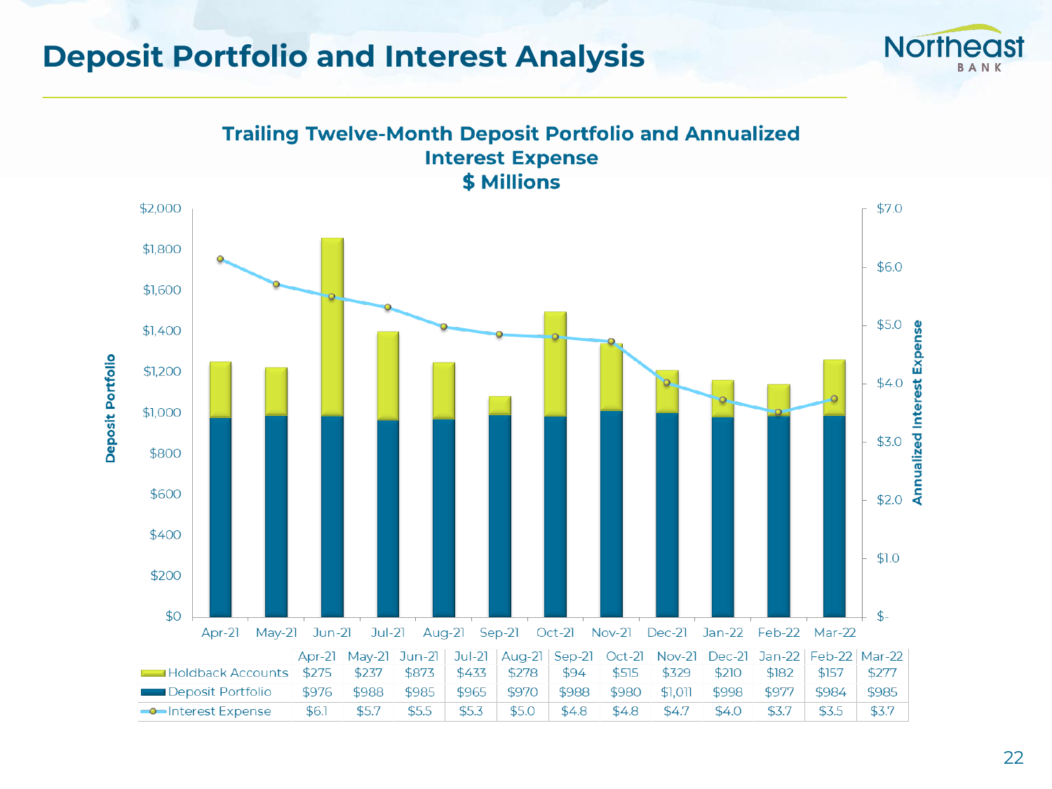# Deposit Portfolio and Interest Analysis

## Trailing Twelve-Month Deposit Portfolio and Annualized Interest Expense
### $ Millions

| | Apr-21 | May-21 | Jun-21 | Jul-21 | Aug-21 | Sep-21 | Oct-21 | Nov-21 | Dec-21 | Jan-22 | Feb-22 | Mar-22 |
|---|---|---|---|---|---|---|---|---|---|---|---|---|
| Holdback Accounts | $275 | $237 | $873 | $433 | $278 | $94 | $515 | $329 | $210 | $182 | $157 | $277 |
| Deposit Portfolio | $976 | $988 | $985 | $965 | $970 | $988 | $980 | $1,011 | $998 | $977 | $984 | $985 |
| Interest Expense | $6.1 | $5.7 | $5.5 | $5.3 | $5.0 | $4.8 | $4.8 | $4.7 | $4.0 | $3.7 | $3.5 | $3.7 |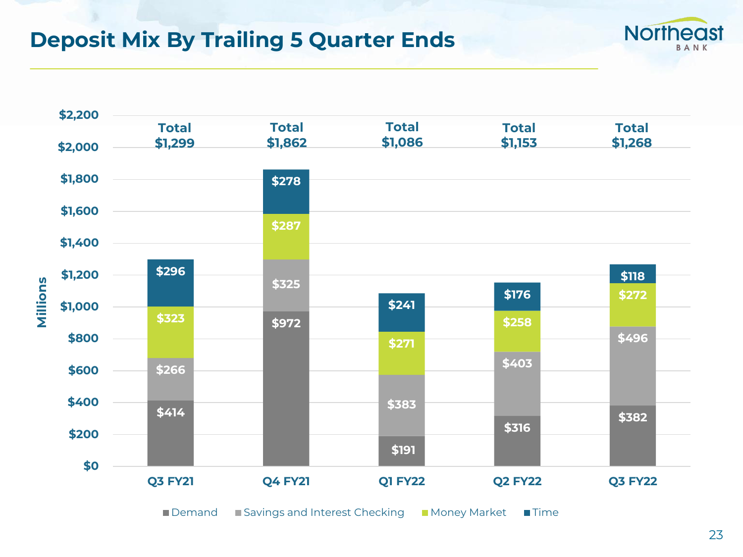# Deposit Mix By Trailing 5 Quarter Ends

| (Millions) | Q3 FY21 | Q4 FY21 | Q1 FY22 | Q2 FY22 | Q3 FY22 |
|---|---|---|---|---|---|
| Demand | $414 | $972 | $191 | $316 | $382 |
| Savings and Interest Checking | $266 | $325 | $383 | $403 | $496 |
| Money Market | $323 | $287 | $271 | $258 | $272 |
| Time | $296 | $278 | $241 | $176 | $118 |
| Total | $1,299 | $1,862 | $1,086 | $1,153 | $1,268 |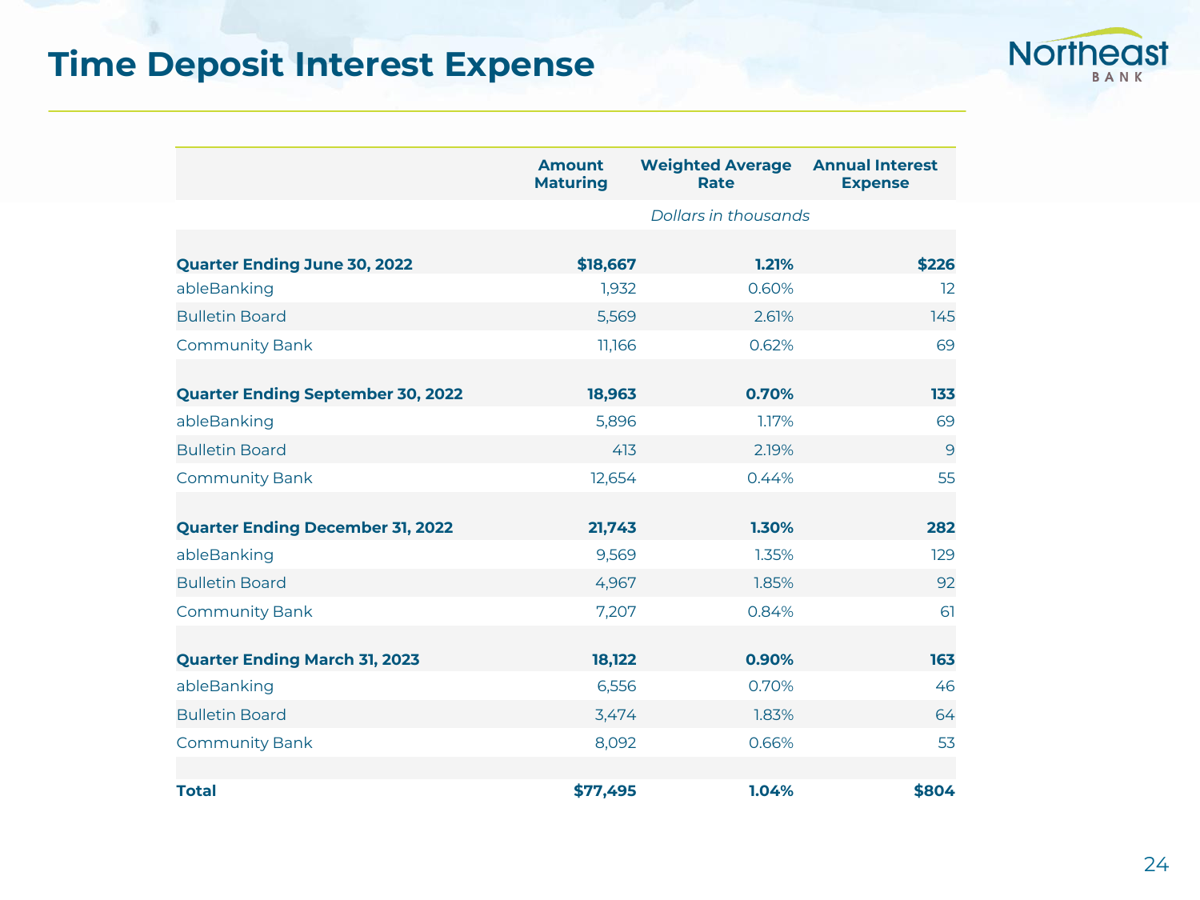# Time Deposit Interest Expense

| | Amount Maturing | Weighted Average Rate | Annual Interest Expense |
|---|---|---|---|
| | | *Dollars in thousands* | |
| **Quarter Ending June 30, 2022** | **$18,667** | **1.21%** | **$226** |
| ableBanking | 1,932 | 0.60% | 12 |
| Bulletin Board | 5,569 | 2.61% | 145 |
| Community Bank | 11,166 | 0.62% | 69 |
| **Quarter Ending September 30, 2022** | **18,963** | **0.70%** | **133** |
| ableBanking | 5,896 | 1.17% | 69 |
| Bulletin Board | 413 | 2.19% | 9 |
| Community Bank | 12,654 | 0.44% | 55 |
| **Quarter Ending December 31, 2022** | **21,743** | **1.30%** | **282** |
| ableBanking | 9,569 | 1.35% | 129 |
| Bulletin Board | 4,967 | 1.85% | 92 |
| Community Bank | 7,207 | 0.84% | 61 |
| **Quarter Ending March 31, 2023** | **18,122** | **0.90%** | **163** |
| ableBanking | 6,556 | 0.70% | 46 |
| Bulletin Board | 3,474 | 1.83% | 64 |
| Community Bank | 8,092 | 0.66% | 53 |
| **Total** | **$77,495** | **1.04%** | **$804** |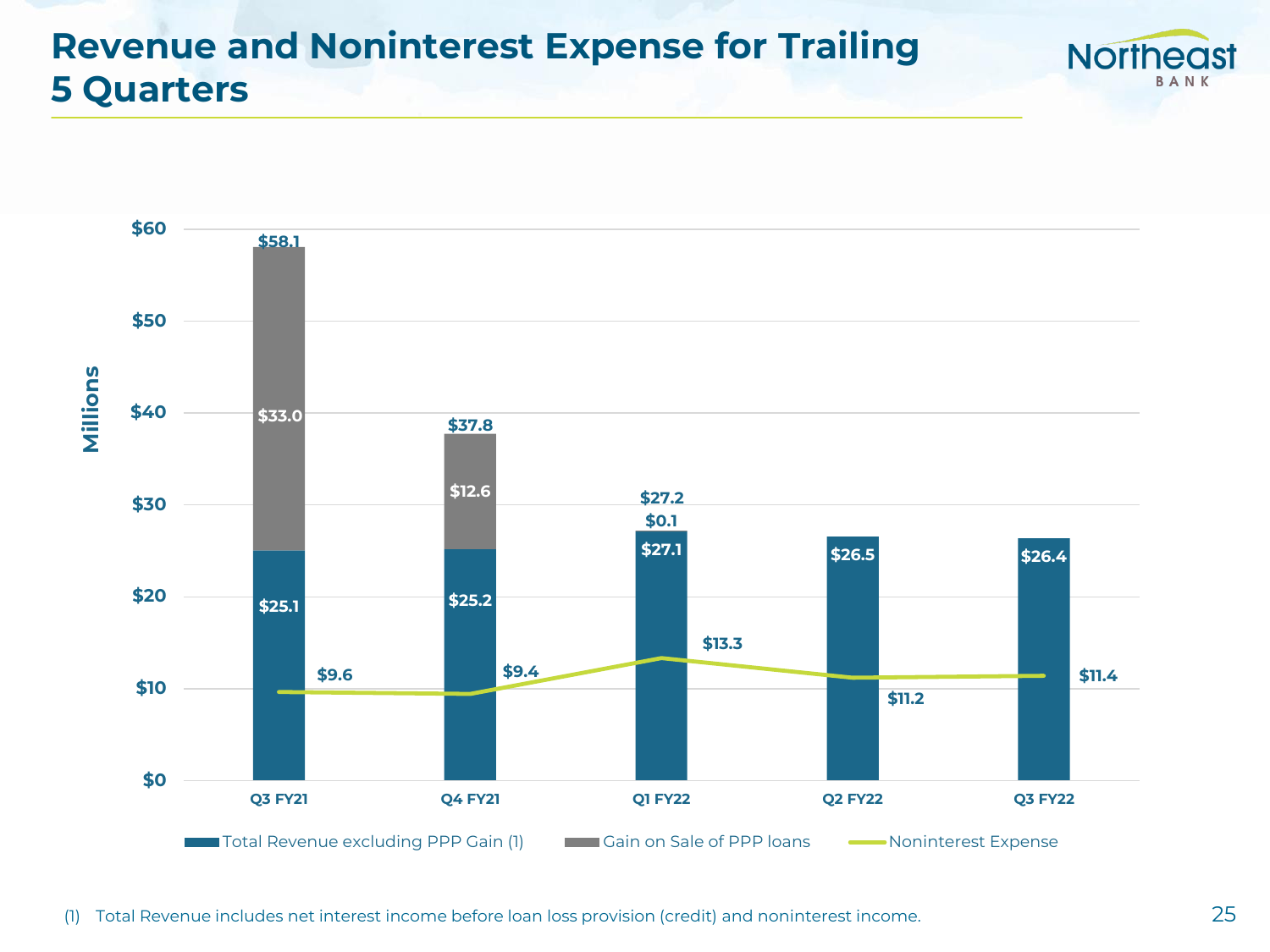# Revenue and Noninterest Expense for Trailing 5 Quarters

| (Millions) | Q3 FY21 | Q4 FY21 | Q1 FY22 | Q2 FY22 | Q3 FY22 |
|---|---|---|---|---|---|
| Total Revenue excluding PPP Gain (1) | $25.1 | $25.2 | $27.1 | $26.5 | $26.4 |
| Gain on Sale of PPP loans | $33.0 | $12.6 | $0.1 | | |
| Total | $58.1 | $37.8 | $27.2 | | |
| Noninterest Expense | $9.6 | $9.4 | $13.3 | $11.2 | $11.4 |

(1) Total Revenue includes net interest income before loan loss provision (credit) and noninterest income.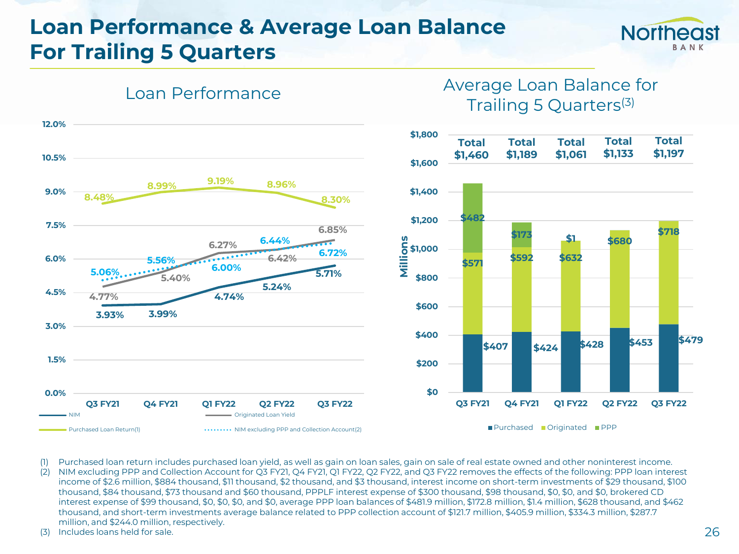# Loan Performance & Average Loan Balance For Trailing 5 Quarters

## Loan Performance

| | Q3 FY21 | Q4 FY21 | Q1 FY22 | Q2 FY22 | Q3 FY22 |
|---|---|---|---|---|---|
| NIM | 3.93% | 3.99% | 4.74% | 5.24% | 5.71% |
| Originated Loan Yield | 4.77% | 5.40% | 6.27% | 6.42% | 6.85% |
| Purchased Loan Return(1) | 8.48% | 8.99% | 9.19% | 8.96% | 8.30% |
| NIM excluding PPP and Collection Account(2) | 5.06% | 5.56% | 6.00% | 6.44% | 6.72% |

## Average Loan Balance for Trailing 5 Quarters(3)

(Millions)

| | Q3 FY21 | Q4 FY21 | Q1 FY22 | Q2 FY22 | Q3 FY22 |
|---|---|---|---|---|---|
| Purchased | $407 | $424 | $428 | $453 | $479 |
| Originated | $571 | $592 | $632 | $680 | $718 |
| PPP | $482 | $173 | $1 | | |
| Total | $1,460 | $1,189 | $1,061 | $1,133 | $1,197 |

(1) Purchased loan return includes purchased loan yield, as well as gain on loan sales, gain on sale of real estate owned and other noninterest income.

(2) NIM excluding PPP and Collection Account for Q3 FY21, Q4 FY21, Q1 FY22, Q2 FY22, and Q3 FY22 removes the effects of the following: PPP loan interest income of $2.6 million, $884 thousand, $11 thousand, $2 thousand, and $3 thousand, interest income on short-term investments of $29 thousand, $100 thousand, $84 thousand, $73 thousand and $60 thousand, PPPLF interest expense of $300 thousand, $98 thousand, $0, $0, and $0, brokered CD interest expense of $99 thousand, $0, $0, $0, and $0, average PPP loan balances of $481.9 million, $172.8 million, $1.4 million, $628 thousand, and $462 thousand, and short-term investments average balance related to PPP collection account of $121.7 million, $405.9 million, $334.3 million, $287.7 million, and $244.0 million, respectively.

(3) Includes loans held for sale.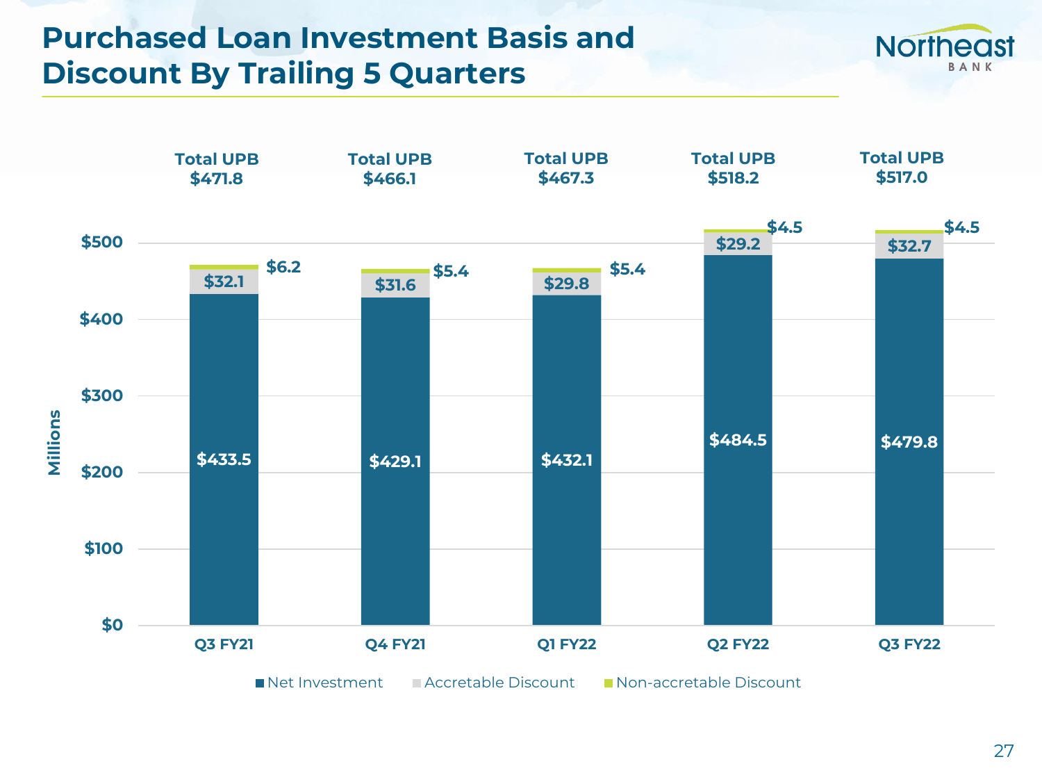# Purchased Loan Investment Basis and Discount By Trailing 5 Quarters

| (Millions) | Q3 FY21 | Q4 FY21 | Q1 FY22 | Q2 FY22 | Q3 FY22 |
|---|---|---|---|---|---|
| Total UPB | $471.8 | $466.1 | $467.3 | $518.2 | $517.0 |
| Net Investment | $433.5 | $429.1 | $432.1 | $484.5 | $479.8 |
| Accretable Discount | $32.1 | $31.6 | $29.8 | $29.2 | $32.7 |
| Non-accretable Discount | $6.2 | $5.4 | $5.4 | $4.5 | $4.5 |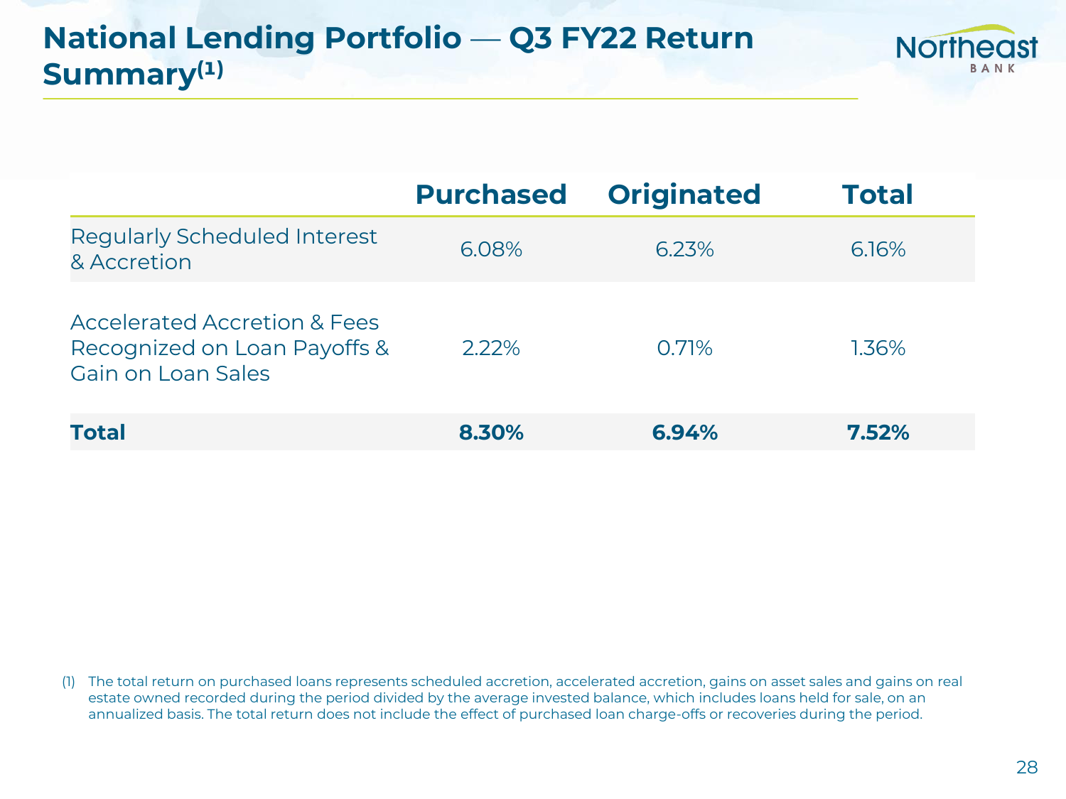# National Lending Portfolio — Q3 FY22 Return Summary[(1)]

| | Purchased | Originated | Total |
|---|---|---|---|
| Regularly Scheduled Interest & Accretion | 6.08% | 6.23% | 6.16% |
| Accelerated Accretion & Fees Recognized on Loan Payoffs & Gain on Loan Sales | 2.22% | 0.71% | 1.36% |
| **Total** | **8.30%** | **6.94%** | **7.52%** |

(1) The total return on purchased loans represents scheduled accretion, accelerated accretion, gains on asset sales and gains on real estate owned recorded during the period divided by the average invested balance, which includes loans held for sale, on an annualized basis. The total return does not include the effect of purchased loan charge-offs or recoveries during the period.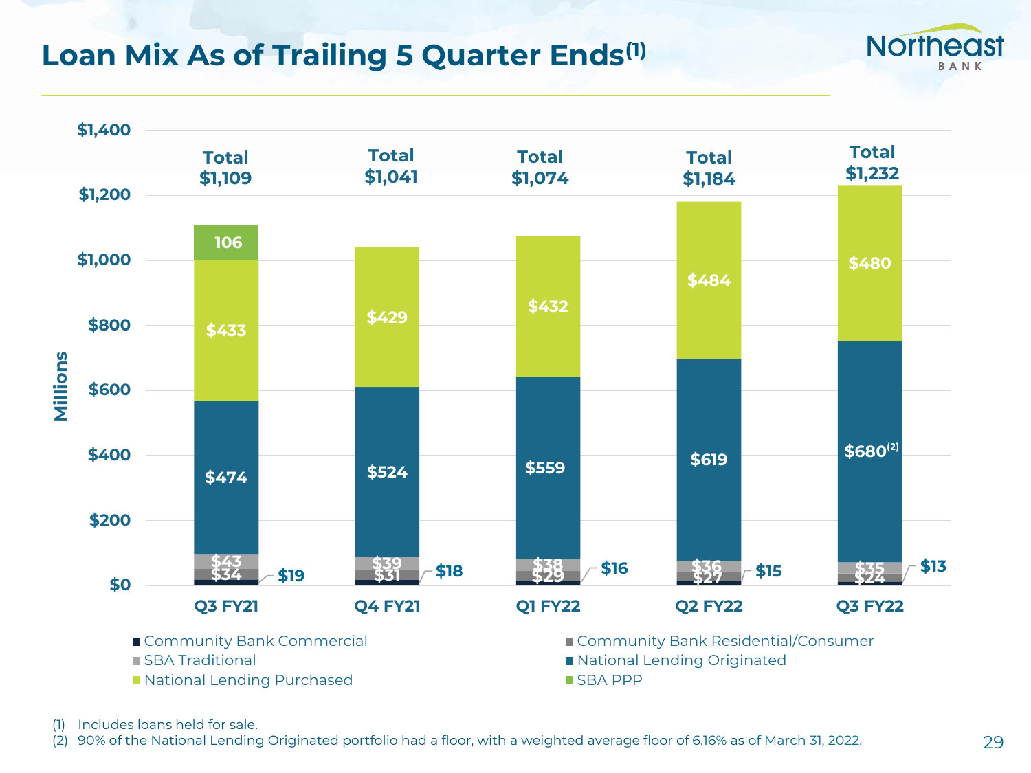# Loan Mix As of Trailing 5 Quarter Ends[1]

Millions

| | Q3 FY21 | Q4 FY21 | Q1 FY22 | Q2 FY22 | Q3 FY22 |
|---|---|---|---|---|---|
| Community Bank Commercial | $19 | $18 | $16 | $15 | $13 |
| Community Bank Residential/Consumer | $34 | $31 | $29 | $27 | $24 |
| SBA Traditional | $43 | $39 | $38 | $36 | $35 |
| National Lending Originated | $474 | $524 | $559 | $619 | $680[2] |
| National Lending Purchased | $433 | $429 | $432 | $484 | $480 |
| SBA PPP | 106 | | | | |
| **Total** | **$1,109** | **$1,041** | **$1,074** | **$1,184** | **$1,232** |

(1) Includes loans held for sale.
(2) 90% of the National Lending Originated portfolio had a floor, with a weighted average floor of 6.16% as of March 31, 2022.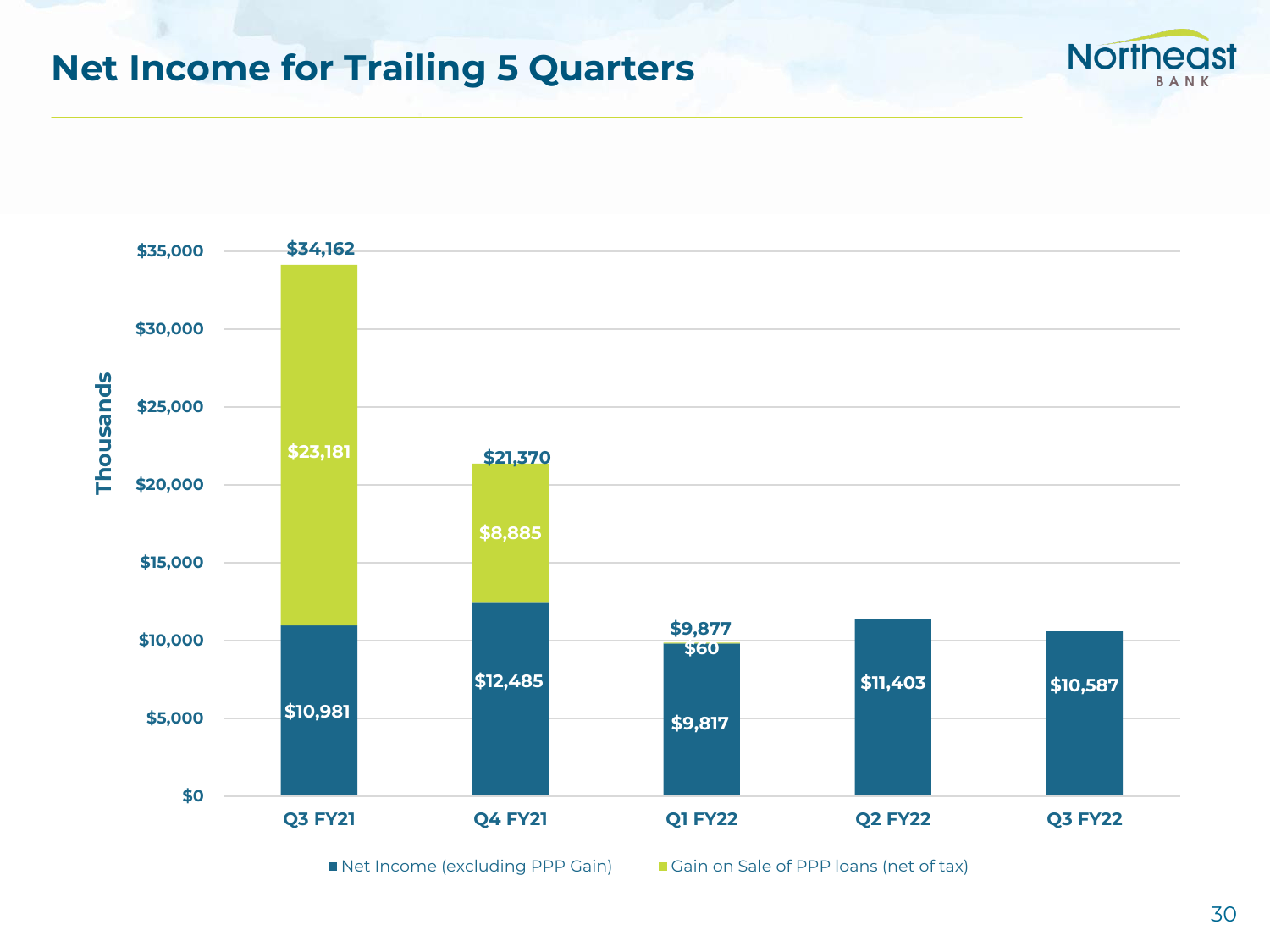# Net Income for Trailing 5 Quarters

| Quarter | Net Income (excluding PPP Gain) | Gain on Sale of PPP loans (net of tax) | Total |
|---|---|---|---|
| Q3 FY21 | $10,981 | $23,181 | $34,162 |
| Q4 FY21 | $12,485 | $8,885 | $21,370 |
| Q1 FY22 | $9,817 | $60 | $9,877 |
| Q2 FY22 | $11,403 | | |
| Q3 FY22 | $10,587 | | |

(Thousands)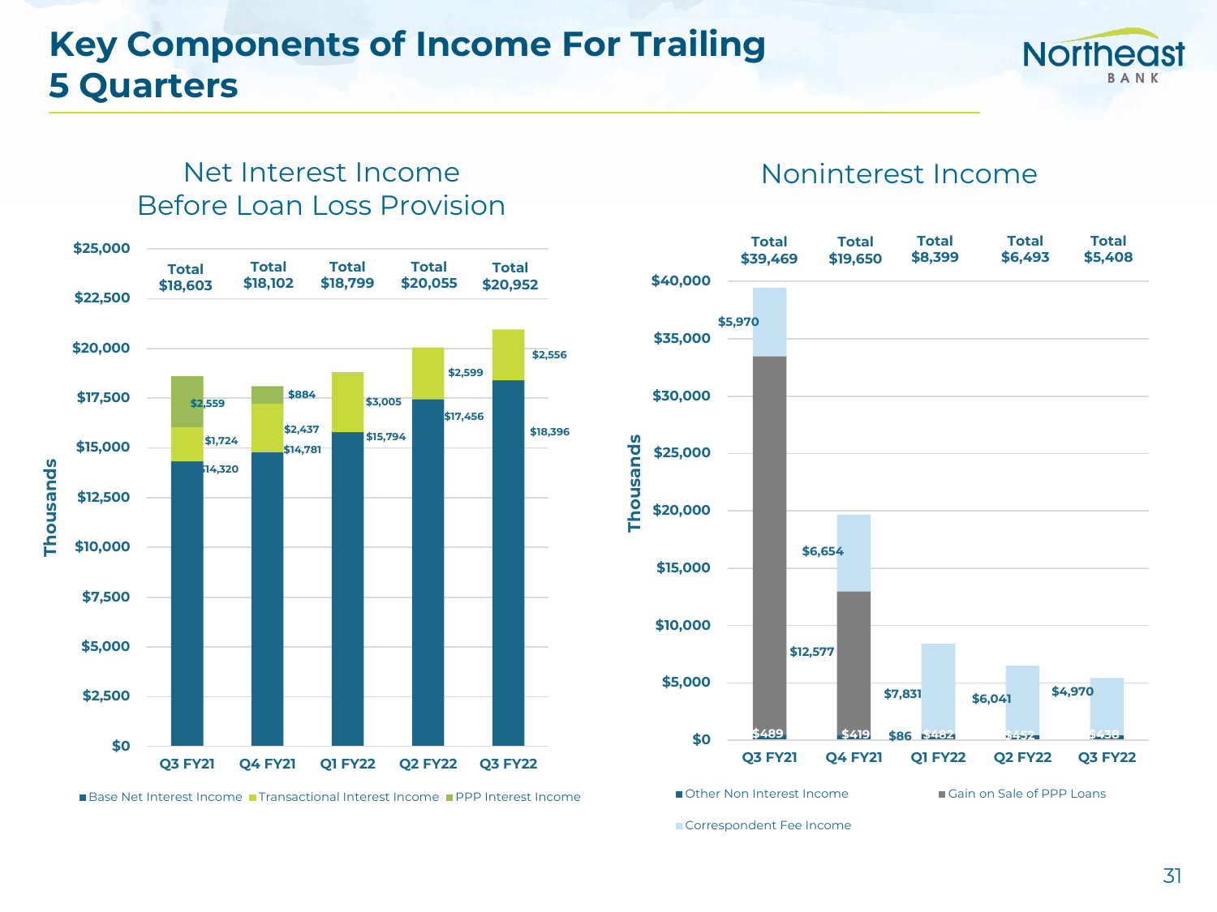# Key Components of Income For Trailing 5 Quarters

Northeast BANK

## Net Interest Income Before Loan Loss Provision

Total $18,603
Total $18,102
Total $18,799
Total $20,055
Total $20,952

$25,000
$22,500
$20,000
$17,500
$15,000
$12,500
$10,000
$7,500
$5,000
$2,500
$0

Thousands

Q3 FY21: $14,320, $1,724, $2,559
Q4 FY21: $14,781, $2,437, $884
Q1 FY22: $15,794, $3,005
Q2 FY22: $17,456, $2,599
Q3 FY22: $18,396, $2,556

Base Net Interest Income
Transactional Interest Income
PPP Interest Income

## Noninterest Income

Total $39,469
Total $19,650
Total $8,399
Total $6,493
Total $5,408

$40,000
$35,000
$30,000
$25,000
$20,000
$15,000
$10,000
$5,000
$0

Thousands

Q3 FY21: $489, $5,970
Q4 FY21: $419, $12,577, $6,654
Q1 FY22: $482, $86, $7,831
Q2 FY22: $452, $6,041
Q3 FY22: $438, $4,970

Other Non Interest Income
Gain on Sale of PPP Loans
Correspondent Fee Income